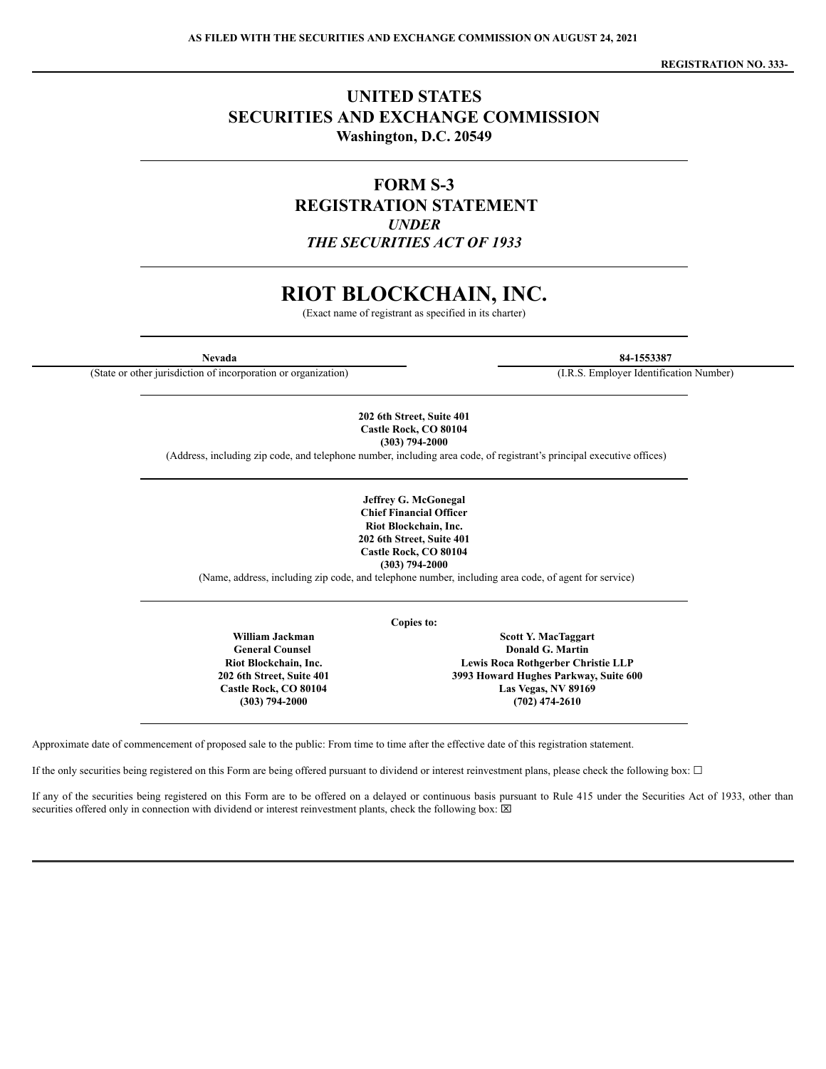**AS FILED WITH THE SECURITIES AND EXCHANGE COMMISSION ON AUGUST 24, 2021**

**REGISTRATION NO. 333-**

# UNITED STATES
# SECURITIES AND EXCHANGE COMMISSION
**Washington, D.C. 20549**

## FORM S-3
## REGISTRATION STATEMENT
***UNDER***
***THE SECURITIES ACT OF 1933***

# RIOT BLOCKCHAIN, INC.
(Exact name of registrant as specified in its charter)

| **Nevada** | **84-1553387** |
|---|---|
| (State or other jurisdiction of incorporation or organization) | (I.R.S. Employer Identification Number) |

**202 6th Street, Suite 401**
**Castle Rock, CO 80104**
**(303) 794-2000**
(Address, including zip code, and telephone number, including area code, of registrant's principal executive offices)

**Jeffrey G. McGonegal**
**Chief Financial Officer**
**Riot Blockchain, Inc.**
**202 6th Street, Suite 401**
**Castle Rock, CO 80104**
**(303) 794-2000**
(Name, address, including zip code, and telephone number, including area code, of agent for service)

**Copies to:**

| **William Jackman** | **Scott Y. MacTaggart** |
|---|---|
| **General Counsel** | **Donald G. Martin** |
| **Riot Blockchain, Inc.** | **Lewis Roca Rothgerber Christie LLP** |
| **202 6th Street, Suite 401** | **3993 Howard Hughes Parkway, Suite 600** |
| **Castle Rock, CO 80104** | **Las Vegas, NV 89169** |
| **(303) 794-2000** | **(702) 474-2610** |

Approximate date of commencement of proposed sale to the public: From time to time after the effective date of this registration statement.

If the only securities being registered on this Form are being offered pursuant to dividend or interest reinvestment plans, please check the following box: ☐

If any of the securities being registered on this Form are to be offered on a delayed or continuous basis pursuant to Rule 415 under the Securities Act of 1933, other than securities offered only in connection with dividend or interest reinvestment plants, check the following box: ☒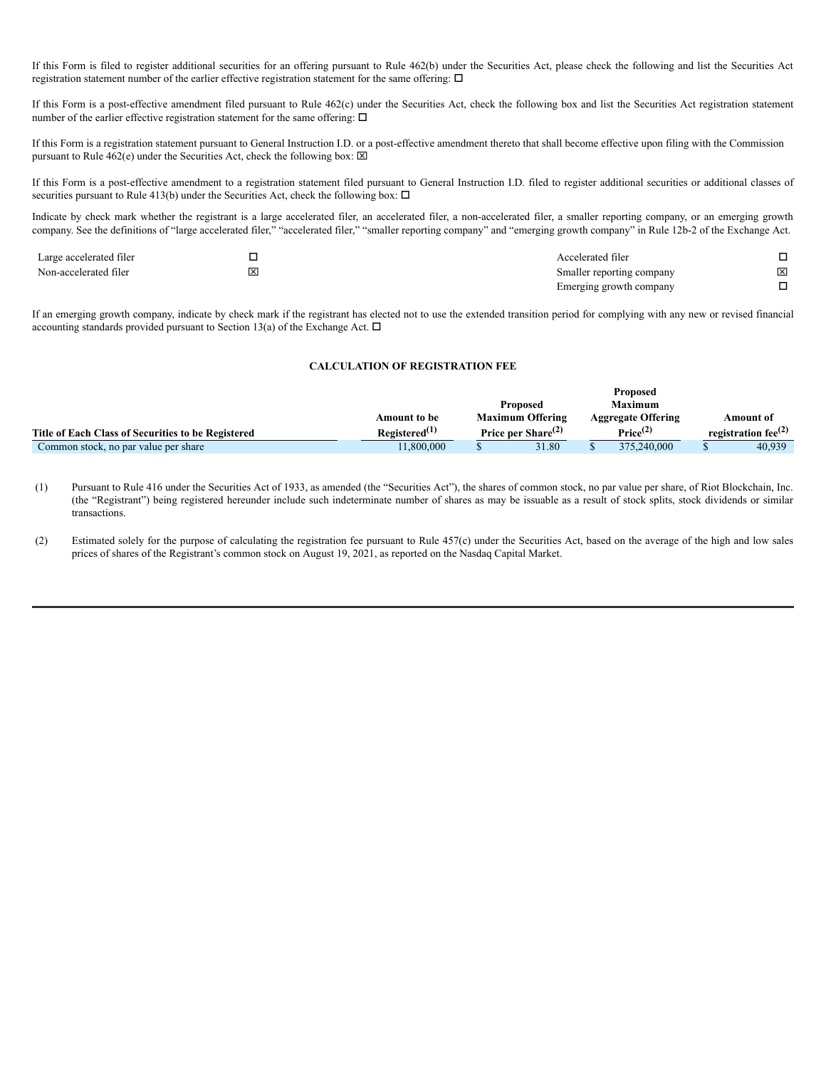If this Form is filed to register additional securities for an offering pursuant to Rule 462(b) under the Securities Act, please check the following and list the Securities Act registration statement number of the earlier effective registration statement for the same offering: ☐

If this Form is a post-effective amendment filed pursuant to Rule 462(c) under the Securities Act, check the following box and list the Securities Act registration statement number of the earlier effective registration statement for the same offering: ☐

If this Form is a registration statement pursuant to General Instruction I.D. or a post-effective amendment thereto that shall become effective upon filing with the Commission pursuant to Rule 462(e) under the Securities Act, check the following box: ☒

If this Form is a post-effective amendment to a registration statement filed pursuant to General Instruction I.D. filed to register additional securities or additional classes of securities pursuant to Rule 413(b) under the Securities Act, check the following box: ☐

Indicate by check mark whether the registrant is a large accelerated filer, an accelerated filer, a non-accelerated filer, a smaller reporting company, or an emerging growth company. See the definitions of "large accelerated filer," "accelerated filer," "smaller reporting company" and "emerging growth company" in Rule 12b-2 of the Exchange Act.

| | | | |
|---|---|---|---|
| Large accelerated filer | ☐ | Accelerated filer | ☐ |
| Non-accelerated filer | ☒ | Smaller reporting company | ☒ |
| | | Emerging growth company | ☐ |

If an emerging growth company, indicate by check mark if the registrant has elected not to use the extended transition period for complying with any new or revised financial accounting standards provided pursuant to Section 13(a) of the Exchange Act. ☐

**CALCULATION OF REGISTRATION FEE**

| Title of Each Class of Securities to be Registered | Amount to be Registered(1) | Proposed Maximum Offering Price per Share(2) | Proposed Maximum Aggregate Offering Price(2) | Amount of registration fee(2) |
|---|---|---|---|---|
| Common stock, no par value per share | 11,800,000 | $ 31.80 | $ 375,240,000 | $ 40,939 |

(1) Pursuant to Rule 416 under the Securities Act of 1933, as amended (the "Securities Act"), the shares of common stock, no par value per share, of Riot Blockchain, Inc. (the "Registrant") being registered hereunder include such indeterminate number of shares as may be issuable as a result of stock splits, stock dividends or similar transactions.

(2) Estimated solely for the purpose of calculating the registration fee pursuant to Rule 457(c) under the Securities Act, based on the average of the high and low sales prices of shares of the Registrant's common stock on August 19, 2021, as reported on the Nasdaq Capital Market.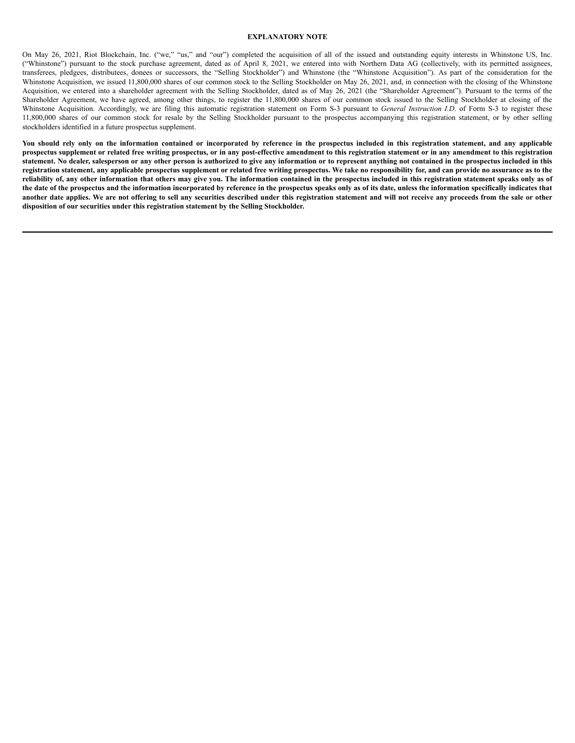## EXPLANATORY NOTE

On May 26, 2021, Riot Blockchain, Inc. ("we," "us," and "our") completed the acquisition of all of the issued and outstanding equity interests in Whinstone US, Inc. ("Whinstone") pursuant to the stock purchase agreement, dated as of April 8, 2021, we entered into with Northern Data AG (collectively, with its permitted assignees, transferees, pledgees, distributees, donees or successors, the "Selling Stockholder") and Whinstone (the "Whinstone Acquisition"). As part of the consideration for the Whinstone Acquisition, we issued 11,800,000 shares of our common stock to the Selling Stockholder on May 26, 2021, and, in connection with the closing of the Whinstone Acquisition, we entered into a shareholder agreement with the Selling Stockholder, dated as of May 26, 2021 (the "Shareholder Agreement"). Pursuant to the terms of the Shareholder Agreement, we have agreed, among other things, to register the 11,800,000 shares of our common stock issued to the Selling Stockholder at closing of the Whinstone Acquisition. Accordingly, we are filing this automatic registration statement on Form S-3 pursuant to *General Instruction I.D*. of Form S-3 to register these 11,800,000 shares of our common stock for resale by the Selling Stockholder pursuant to the prospectus accompanying this registration statement, or by other selling stockholders identified in a future prospectus supplement.

**You should rely only on the information contained or incorporated by reference in the prospectus included in this registration statement, and any applicable prospectus supplement or related free writing prospectus, or in any post-effective amendment to this registration statement or in any amendment to this registration statement. No dealer, salesperson or any other person is authorized to give any information or to represent anything not contained in the prospectus included in this registration statement, any applicable prospectus supplement or related free writing prospectus. We take no responsibility for, and can provide no assurance as to the reliability of, any other information that others may give you. The information contained in the prospectus included in this registration statement speaks only as of the date of the prospectus and the information incorporated by reference in the prospectus speaks only as of its date, unless the information specifically indicates that another date applies. We are not offering to sell any securities described under this registration statement and will not receive any proceeds from the sale or other disposition of our securities under this registration statement by the Selling Stockholder.**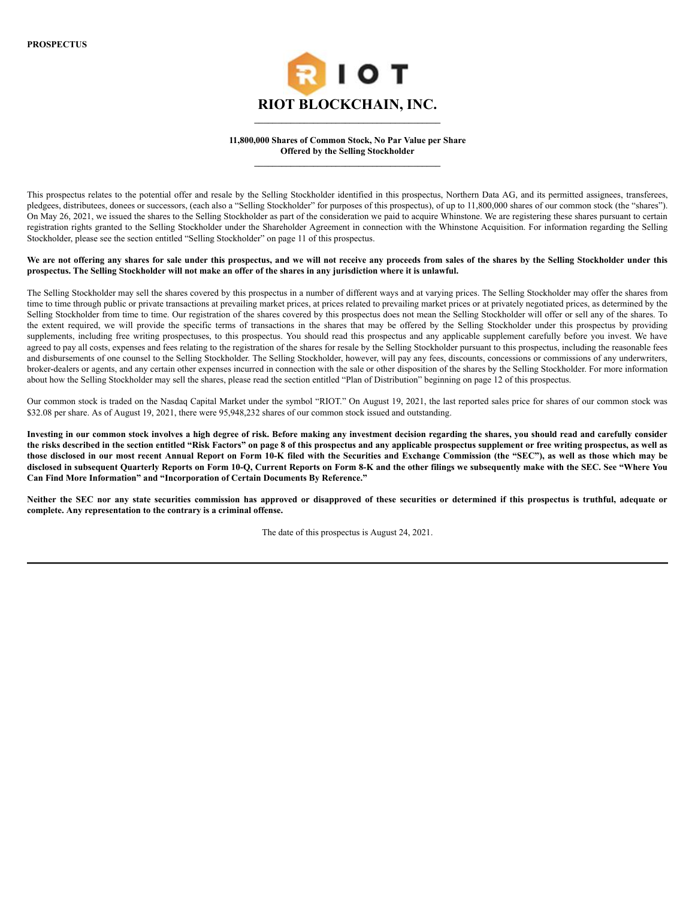**PROSPECTUS**

# RIOT BLOCKCHAIN, INC.

**11,800,000 Shares of Common Stock, No Par Value per Share**
**Offered by the Selling Stockholder**

This prospectus relates to the potential offer and resale by the Selling Stockholder identified in this prospectus, Northern Data AG, and its permitted assignees, transferees, pledgees, distributees, donees or successors, (each also a "Selling Stockholder" for purposes of this prospectus), of up to 11,800,000 shares of our common stock (the "shares"). On May 26, 2021, we issued the shares to the Selling Stockholder as part of the consideration we paid to acquire Whinstone. We are registering these shares pursuant to certain registration rights granted to the Selling Stockholder under the Shareholder Agreement in connection with the Whinstone Acquisition. For information regarding the Selling Stockholder, please see the section entitled "Selling Stockholder" on page 11 of this prospectus.

**We are not offering any shares for sale under this prospectus, and we will not receive any proceeds from sales of the shares by the Selling Stockholder under this prospectus. The Selling Stockholder will not make an offer of the shares in any jurisdiction where it is unlawful.**

The Selling Stockholder may sell the shares covered by this prospectus in a number of different ways and at varying prices. The Selling Stockholder may offer the shares from time to time through public or private transactions at prevailing market prices, at prices related to prevailing market prices or at privately negotiated prices, as determined by the Selling Stockholder from time to time. Our registration of the shares covered by this prospectus does not mean the Selling Stockholder will offer or sell any of the shares. To the extent required, we will provide the specific terms of transactions in the shares that may be offered by the Selling Stockholder under this prospectus by providing supplements, including free writing prospectuses, to this prospectus. You should read this prospectus and any applicable supplement carefully before you invest. We have agreed to pay all costs, expenses and fees relating to the registration of the shares for resale by the Selling Stockholder pursuant to this prospectus, including the reasonable fees and disbursements of one counsel to the Selling Stockholder. The Selling Stockholder, however, will pay any fees, discounts, concessions or commissions of any underwriters, broker-dealers or agents, and any certain other expenses incurred in connection with the sale or other disposition of the shares by the Selling Stockholder. For more information about how the Selling Stockholder may sell the shares, please read the section entitled "Plan of Distribution" beginning on page 12 of this prospectus.

Our common stock is traded on the Nasdaq Capital Market under the symbol "RIOT." On August 19, 2021, the last reported sales price for shares of our common stock was $32.08 per share. As of August 19, 2021, there were 95,948,232 shares of our common stock issued and outstanding.

**Investing in our common stock involves a high degree of risk. Before making any investment decision regarding the shares, you should read and carefully consider the risks described in the section entitled "Risk Factors" on page 8 of this prospectus and any applicable prospectus supplement or free writing prospectus, as well as those disclosed in our most recent Annual Report on Form 10-K filed with the Securities and Exchange Commission (the "SEC"), as well as those which may be disclosed in subsequent Quarterly Reports on Form 10-Q, Current Reports on Form 8-K and the other filings we subsequently make with the SEC. See "Where You Can Find More Information" and "Incorporation of Certain Documents By Reference."**

**Neither the SEC nor any state securities commission has approved or disapproved of these securities or determined if this prospectus is truthful, adequate or complete. Any representation to the contrary is a criminal offense.**

The date of this prospectus is August 24, 2021.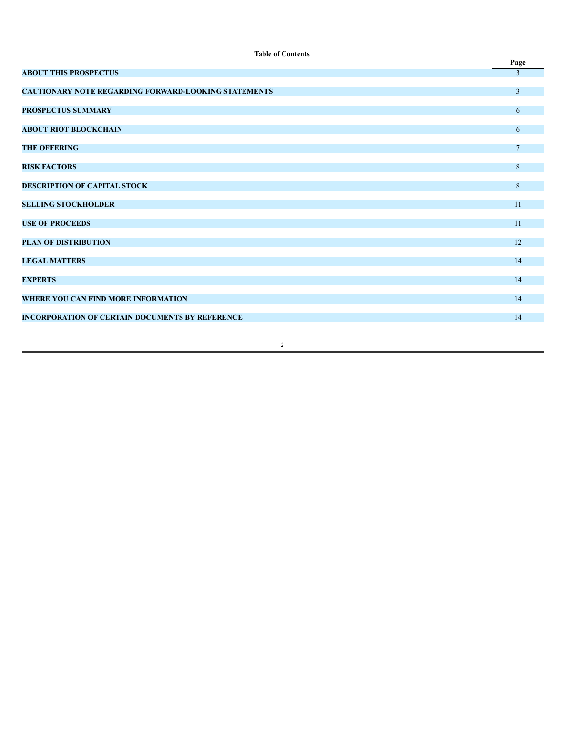**Table of Contents**

| | Page |
|---|---|
| **ABOUT THIS PROSPECTUS** | 3 |
| **CAUTIONARY NOTE REGARDING FORWARD-LOOKING STATEMENTS** | 3 |
| **PROSPECTUS SUMMARY** | 6 |
| **ABOUT RIOT BLOCKCHAIN** | 6 |
| **THE OFFERING** | 7 |
| **RISK FACTORS** | 8 |
| **DESCRIPTION OF CAPITAL STOCK** | 8 |
| **SELLING STOCKHOLDER** | 11 |
| **USE OF PROCEEDS** | 11 |
| **PLAN OF DISTRIBUTION** | 12 |
| **LEGAL MATTERS** | 14 |
| **EXPERTS** | 14 |
| **WHERE YOU CAN FIND MORE INFORMATION** | 14 |
| **INCORPORATION OF CERTAIN DOCUMENTS BY REFERENCE** | 14 |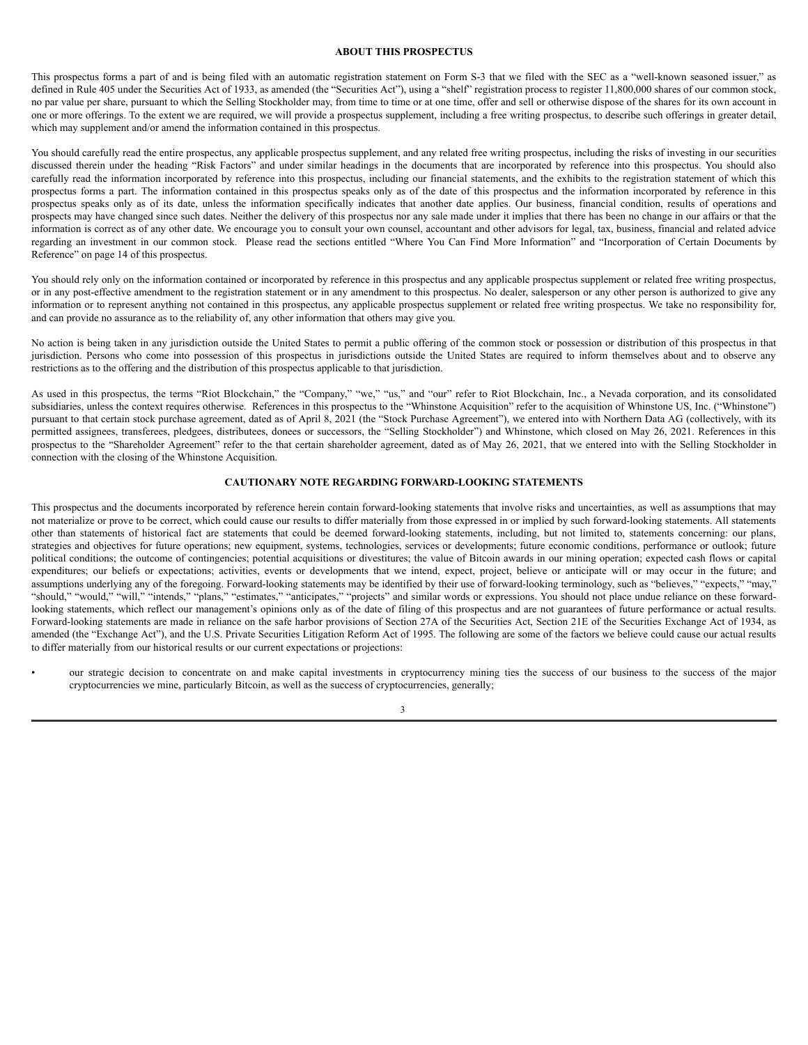## ABOUT THIS PROSPECTUS

This prospectus forms a part of and is being filed with an automatic registration statement on Form S-3 that we filed with the SEC as a "well-known seasoned issuer," as defined in Rule 405 under the Securities Act of 1933, as amended (the "Securities Act"), using a "shelf" registration process to register 11,800,000 shares of our common stock, no par value per share, pursuant to which the Selling Stockholder may, from time to time or at one time, offer and sell or otherwise dispose of the shares for its own account in one or more offerings. To the extent we are required, we will provide a prospectus supplement, including a free writing prospectus, to describe such offerings in greater detail, which may supplement and/or amend the information contained in this prospectus.

You should carefully read the entire prospectus, any applicable prospectus supplement, and any related free writing prospectus, including the risks of investing in our securities discussed therein under the heading "Risk Factors" and under similar headings in the documents that are incorporated by reference into this prospectus. You should also carefully read the information incorporated by reference into this prospectus, including our financial statements, and the exhibits to the registration statement of which this prospectus forms a part. The information contained in this prospectus speaks only as of the date of this prospectus and the information incorporated by reference in this prospectus speaks only as of its date, unless the information specifically indicates that another date applies. Our business, financial condition, results of operations and prospects may have changed since such dates. Neither the delivery of this prospectus nor any sale made under it implies that there has been no change in our affairs or that the information is correct as of any other date. We encourage you to consult your own counsel, accountant and other advisors for legal, tax, business, financial and related advice regarding an investment in our common stock. Please read the sections entitled "Where You Can Find More Information" and "Incorporation of Certain Documents by Reference" on page 14 of this prospectus.

You should rely only on the information contained or incorporated by reference in this prospectus and any applicable prospectus supplement or related free writing prospectus, or in any post-effective amendment to the registration statement or in any amendment to this prospectus. No dealer, salesperson or any other person is authorized to give any information or to represent anything not contained in this prospectus, any applicable prospectus supplement or related free writing prospectus. We take no responsibility for, and can provide no assurance as to the reliability of, any other information that others may give you.

No action is being taken in any jurisdiction outside the United States to permit a public offering of the common stock or possession or distribution of this prospectus in that jurisdiction. Persons who come into possession of this prospectus in jurisdictions outside the United States are required to inform themselves about and to observe any restrictions as to the offering and the distribution of this prospectus applicable to that jurisdiction.

As used in this prospectus, the terms "Riot Blockchain," the "Company," "we," "us," and "our" refer to Riot Blockchain, Inc., a Nevada corporation, and its consolidated subsidiaries, unless the context requires otherwise. References in this prospectus to the "Whinstone Acquisition" refer to the acquisition of Whinstone US, Inc. ("Whinstone") pursuant to that certain stock purchase agreement, dated as of April 8, 2021 (the "Stock Purchase Agreement"), we entered into with Northern Data AG (collectively, with its permitted assignees, transferees, pledgees, distributees, donees or successors, the "Selling Stockholder") and Whinstone, which closed on May 26, 2021. References in this prospectus to the "Shareholder Agreement" refer to the that certain shareholder agreement, dated as of May 26, 2021, that we entered into with the Selling Stockholder in connection with the closing of the Whinstone Acquisition.

## CAUTIONARY NOTE REGARDING FORWARD-LOOKING STATEMENTS

This prospectus and the documents incorporated by reference herein contain forward-looking statements that involve risks and uncertainties, as well as assumptions that may not materialize or prove to be correct, which could cause our results to differ materially from those expressed in or implied by such forward-looking statements. All statements other than statements of historical fact are statements that could be deemed forward-looking statements, including, but not limited to, statements concerning: our plans, strategies and objectives for future operations; new equipment, systems, technologies, services or developments; future economic conditions, performance or outlook; future political conditions; the outcome of contingencies; potential acquisitions or divestitures; the value of Bitcoin awards in our mining operation; expected cash flows or capital expenditures; our beliefs or expectations; activities, events or developments that we intend, expect, project, believe or anticipate will or may occur in the future; and assumptions underlying any of the foregoing. Forward-looking statements may be identified by their use of forward-looking terminology, such as "believes," "expects," "may," "should," "would," "will," "intends," "plans," "estimates," "anticipates," "projects" and similar words or expressions. You should not place undue reliance on these forward-looking statements, which reflect our management's opinions only as of the date of filing of this prospectus and are not guarantees of future performance or actual results. Forward-looking statements are made in reliance on the safe harbor provisions of Section 27A of the Securities Act, Section 21E of the Securities Exchange Act of 1934, as amended (the "Exchange Act"), and the U.S. Private Securities Litigation Reform Act of 1995. The following are some of the factors we believe could cause our actual results to differ materially from our historical results or our current expectations or projections:

- our strategic decision to concentrate on and make capital investments in cryptocurrency mining ties the success of our business to the success of the major cryptocurrencies we mine, particularly Bitcoin, as well as the success of cryptocurrencies, generally;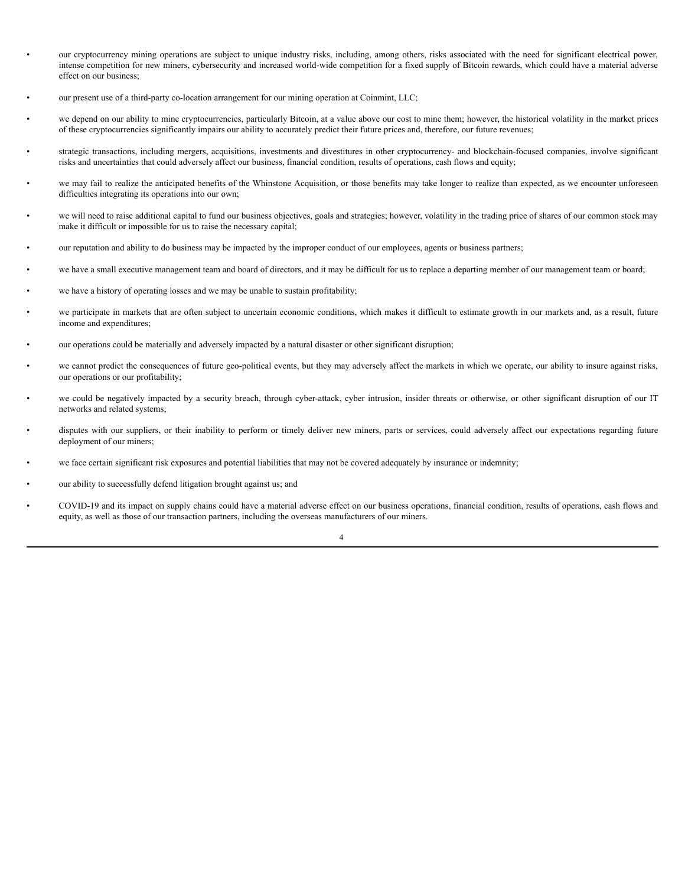- our cryptocurrency mining operations are subject to unique industry risks, including, among others, risks associated with the need for significant electrical power, intense competition for new miners, cybersecurity and increased world-wide competition for a fixed supply of Bitcoin rewards, which could have a material adverse effect on our business;
- our present use of a third-party co-location arrangement for our mining operation at Coinmint, LLC;
- we depend on our ability to mine cryptocurrencies, particularly Bitcoin, at a value above our cost to mine them; however, the historical volatility in the market prices of these cryptocurrencies significantly impairs our ability to accurately predict their future prices and, therefore, our future revenues;
- strategic transactions, including mergers, acquisitions, investments and divestitures in other cryptocurrency- and blockchain-focused companies, involve significant risks and uncertainties that could adversely affect our business, financial condition, results of operations, cash flows and equity;
- we may fail to realize the anticipated benefits of the Whinstone Acquisition, or those benefits may take longer to realize than expected, as we encounter unforeseen difficulties integrating its operations into our own;
- we will need to raise additional capital to fund our business objectives, goals and strategies; however, volatility in the trading price of shares of our common stock may make it difficult or impossible for us to raise the necessary capital;
- our reputation and ability to do business may be impacted by the improper conduct of our employees, agents or business partners;
- we have a small executive management team and board of directors, and it may be difficult for us to replace a departing member of our management team or board;
- we have a history of operating losses and we may be unable to sustain profitability;
- we participate in markets that are often subject to uncertain economic conditions, which makes it difficult to estimate growth in our markets and, as a result, future income and expenditures;
- our operations could be materially and adversely impacted by a natural disaster or other significant disruption;
- we cannot predict the consequences of future geo-political events, but they may adversely affect the markets in which we operate, our ability to insure against risks, our operations or our profitability;
- we could be negatively impacted by a security breach, through cyber-attack, cyber intrusion, insider threats or otherwise, or other significant disruption of our IT networks and related systems;
- disputes with our suppliers, or their inability to perform or timely deliver new miners, parts or services, could adversely affect our expectations regarding future deployment of our miners;
- we face certain significant risk exposures and potential liabilities that may not be covered adequately by insurance or indemnity;
- our ability to successfully defend litigation brought against us; and
- COVID-19 and its impact on supply chains could have a material adverse effect on our business operations, financial condition, results of operations, cash flows and equity, as well as those of our transaction partners, including the overseas manufacturers of our miners.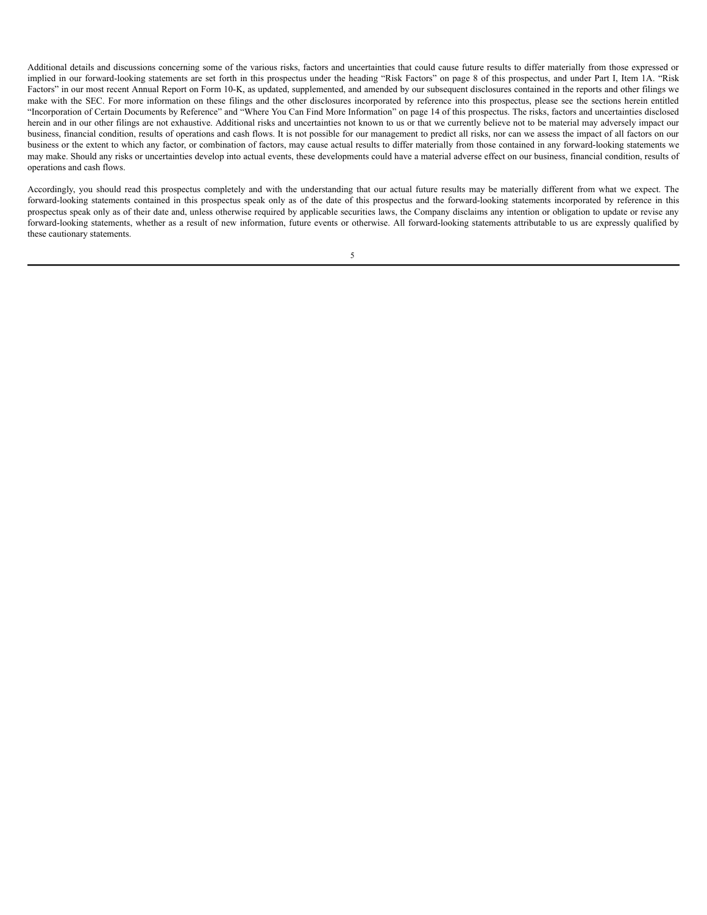Additional details and discussions concerning some of the various risks, factors and uncertainties that could cause future results to differ materially from those expressed or implied in our forward-looking statements are set forth in this prospectus under the heading "Risk Factors" on page 8 of this prospectus, and under Part I, Item 1A. "Risk Factors" in our most recent Annual Report on Form 10-K, as updated, supplemented, and amended by our subsequent disclosures contained in the reports and other filings we make with the SEC. For more information on these filings and the other disclosures incorporated by reference into this prospectus, please see the sections herein entitled "Incorporation of Certain Documents by Reference" and "Where You Can Find More Information" on page 14 of this prospectus. The risks, factors and uncertainties disclosed herein and in our other filings are not exhaustive. Additional risks and uncertainties not known to us or that we currently believe not to be material may adversely impact our business, financial condition, results of operations and cash flows. It is not possible for our management to predict all risks, nor can we assess the impact of all factors on our business or the extent to which any factor, or combination of factors, may cause actual results to differ materially from those contained in any forward-looking statements we may make. Should any risks or uncertainties develop into actual events, these developments could have a material adverse effect on our business, financial condition, results of operations and cash flows.

Accordingly, you should read this prospectus completely and with the understanding that our actual future results may be materially different from what we expect. The forward-looking statements contained in this prospectus speak only as of the date of this prospectus and the forward-looking statements incorporated by reference in this prospectus speak only as of their date and, unless otherwise required by applicable securities laws, the Company disclaims any intention or obligation to update or revise any forward-looking statements, whether as a result of new information, future events or otherwise. All forward-looking statements attributable to us are expressly qualified by these cautionary statements.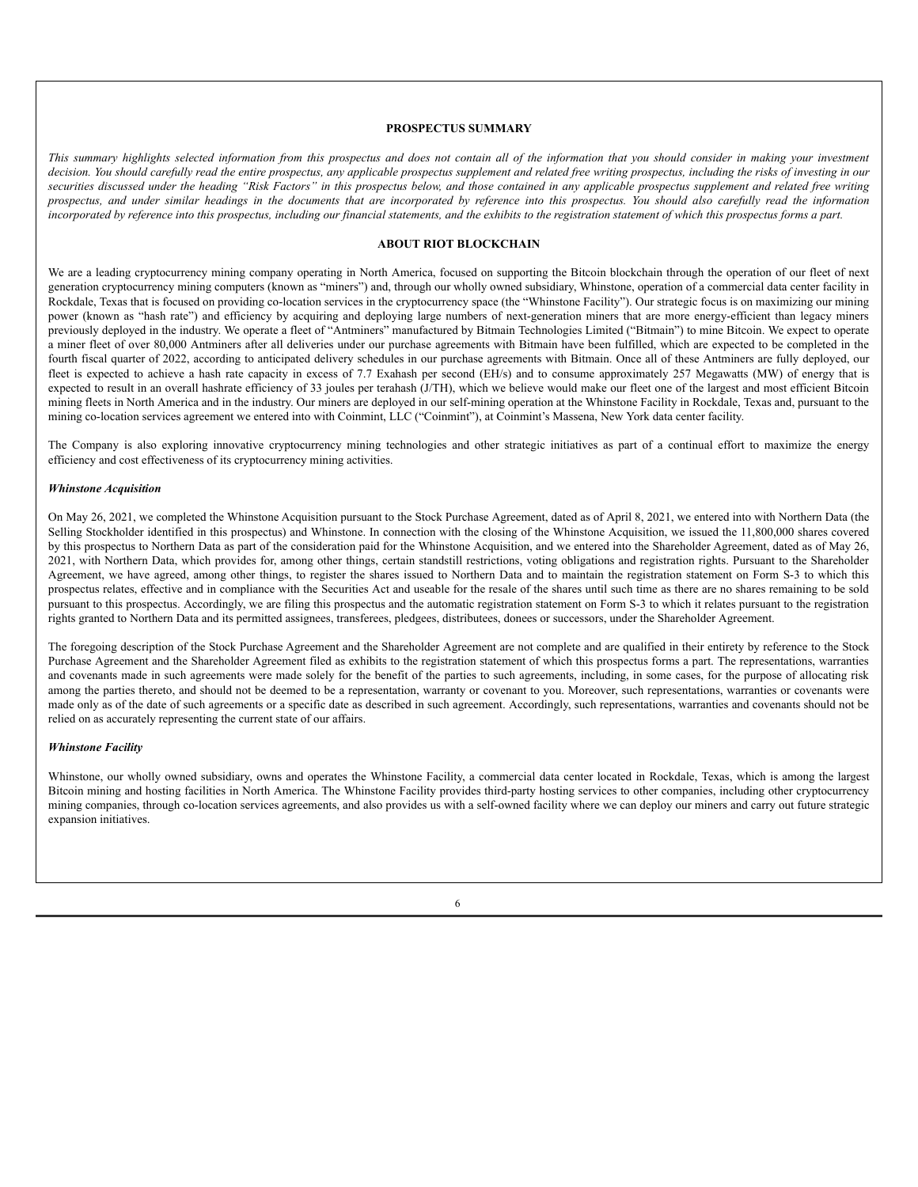## PROSPECTUS SUMMARY

*This summary highlights selected information from this prospectus and does not contain all of the information that you should consider in making your investment decision. You should carefully read the entire prospectus, any applicable prospectus supplement and related free writing prospectus, including the risks of investing in our securities discussed under the heading "Risk Factors" in this prospectus below, and those contained in any applicable prospectus supplement and related free writing prospectus, and under similar headings in the documents that are incorporated by reference into this prospectus. You should also carefully read the information incorporated by reference into this prospectus, including our financial statements, and the exhibits to the registration statement of which this prospectus forms a part.*

## ABOUT RIOT BLOCKCHAIN

We are a leading cryptocurrency mining company operating in North America, focused on supporting the Bitcoin blockchain through the operation of our fleet of next generation cryptocurrency mining computers (known as "miners") and, through our wholly owned subsidiary, Whinstone, operation of a commercial data center facility in Rockdale, Texas that is focused on providing co-location services in the cryptocurrency space (the "Whinstone Facility"). Our strategic focus is on maximizing our mining power (known as "hash rate") and efficiency by acquiring and deploying large numbers of next-generation miners that are more energy-efficient than legacy miners previously deployed in the industry. We operate a fleet of "Antminers" manufactured by Bitmain Technologies Limited ("Bitmain") to mine Bitcoin. We expect to operate a miner fleet of over 80,000 Antminers after all deliveries under our purchase agreements with Bitmain have been fulfilled, which are expected to be completed in the fourth fiscal quarter of 2022, according to anticipated delivery schedules in our purchase agreements with Bitmain. Once all of these Antminers are fully deployed, our fleet is expected to achieve a hash rate capacity in excess of 7.7 Exahash per second (EH/s) and to consume approximately 257 Megawatts (MW) of energy that is expected to result in an overall hashrate efficiency of 33 joules per terahash (J/TH), which we believe would make our fleet one of the largest and most efficient Bitcoin mining fleets in North America and in the industry. Our miners are deployed in our self-mining operation at the Whinstone Facility in Rockdale, Texas and, pursuant to the mining co-location services agreement we entered into with Coinmint, LLC ("Coinmint"), at Coinmint's Massena, New York data center facility.

The Company is also exploring innovative cryptocurrency mining technologies and other strategic initiatives as part of a continual effort to maximize the energy efficiency and cost effectiveness of its cryptocurrency mining activities.

### *Whinstone Acquisition*

On May 26, 2021, we completed the Whinstone Acquisition pursuant to the Stock Purchase Agreement, dated as of April 8, 2021, we entered into with Northern Data (the Selling Stockholder identified in this prospectus) and Whinstone. In connection with the closing of the Whinstone Acquisition, we issued the 11,800,000 shares covered by this prospectus to Northern Data as part of the consideration paid for the Whinstone Acquisition, and we entered into the Shareholder Agreement, dated as of May 26, 2021, with Northern Data, which provides for, among other things, certain standstill restrictions, voting obligations and registration rights. Pursuant to the Shareholder Agreement, we have agreed, among other things, to register the shares issued to Northern Data and to maintain the registration statement on Form S-3 to which this prospectus relates, effective and in compliance with the Securities Act and useable for the resale of the shares until such time as there are no shares remaining to be sold pursuant to this prospectus. Accordingly, we are filing this prospectus and the automatic registration statement on Form S-3 to which it relates pursuant to the registration rights granted to Northern Data and its permitted assignees, transferees, pledgees, distributees, donees or successors, under the Shareholder Agreement.

The foregoing description of the Stock Purchase Agreement and the Shareholder Agreement are not complete and are qualified in their entirety by reference to the Stock Purchase Agreement and the Shareholder Agreement filed as exhibits to the registration statement of which this prospectus forms a part. The representations, warranties and covenants made in such agreements were made solely for the benefit of the parties to such agreements, including, in some cases, for the purpose of allocating risk among the parties thereto, and should not be deemed to be a representation, warranty or covenant to you. Moreover, such representations, warranties or covenants were made only as of the date of such agreements or a specific date as described in such agreement. Accordingly, such representations, warranties and covenants should not be relied on as accurately representing the current state of our affairs.

### *Whinstone Facility*

Whinstone, our wholly owned subsidiary, owns and operates the Whinstone Facility, a commercial data center located in Rockdale, Texas, which is among the largest Bitcoin mining and hosting facilities in North America. The Whinstone Facility provides third-party hosting services to other companies, including other cryptocurrency mining companies, through co-location services agreements, and also provides us with a self-owned facility where we can deploy our miners and carry out future strategic expansion initiatives.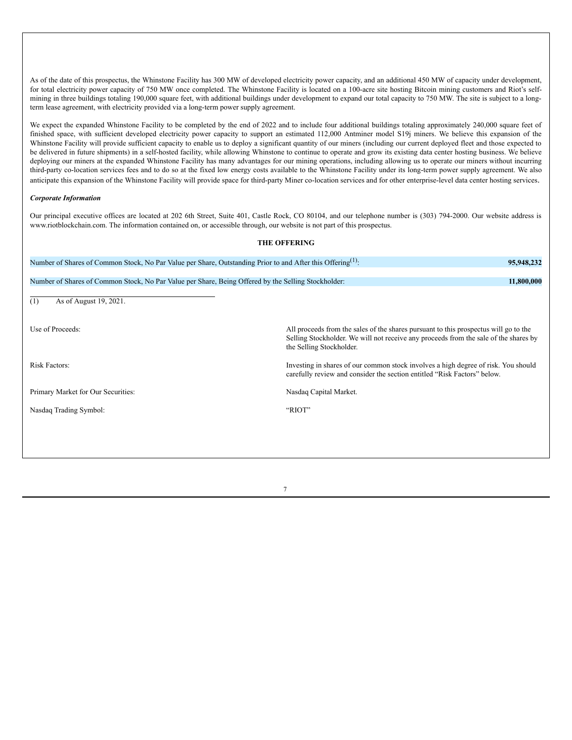As of the date of this prospectus, the Whinstone Facility has 300 MW of developed electricity power capacity, and an additional 450 MW of capacity under development, for total electricity power capacity of 750 MW once completed. The Whinstone Facility is located on a 100-acre site hosting Bitcoin mining customers and Riot's self-mining in three buildings totaling 190,000 square feet, with additional buildings under development to expand our total capacity to 750 MW. The site is subject to a long-term lease agreement, with electricity provided via a long-term power supply agreement.

We expect the expanded Whinstone Facility to be completed by the end of 2022 and to include four additional buildings totaling approximately 240,000 square feet of finished space, with sufficient developed electricity power capacity to support an estimated 112,000 Antminer model S19j miners. We believe this expansion of the Whinstone Facility will provide sufficient capacity to enable us to deploy a significant quantity of our miners (including our current deployed fleet and those expected to be delivered in future shipments) in a self-hosted facility, while allowing Whinstone to continue to operate and grow its existing data center hosting business. We believe deploying our miners at the expanded Whinstone Facility has many advantages for our mining operations, including allowing us to operate our miners without incurring third-party co-location services fees and to do so at the fixed low energy costs available to the Whinstone Facility under its long-term power supply agreement. We also anticipate this expansion of the Whinstone Facility will provide space for third-party Miner co-location services and for other enterprise-level data center hosting services.

***Corporate Information***

Our principal executive offices are located at 202 6th Street, Suite 401, Castle Rock, CO 80104, and our telephone number is (303) 794-2000. Our website address is www.riotblockchain.com. The information contained on, or accessible through, our website is not part of this prospectus.

## THE OFFERING

| | |
|---|---|
| Number of Shares of Common Stock, No Par Value per Share, Outstanding Prior to and After this Offering[(1)]: | **95,948,232** |
| Number of Shares of Common Stock, No Par Value per Share, Being Offered by the Selling Stockholder: | **11,800,000** |

(1) As of August 19, 2021.

| | |
|---|---|
| Use of Proceeds: | All proceeds from the sales of the shares pursuant to this prospectus will go to the Selling Stockholder. We will not receive any proceeds from the sale of the shares by the Selling Stockholder. |
| Risk Factors: | Investing in shares of our common stock involves a high degree of risk. You should carefully review and consider the section entitled "Risk Factors" below. |
| Primary Market for Our Securities: | Nasdaq Capital Market. |
| Nasdaq Trading Symbol: | "RIOT" |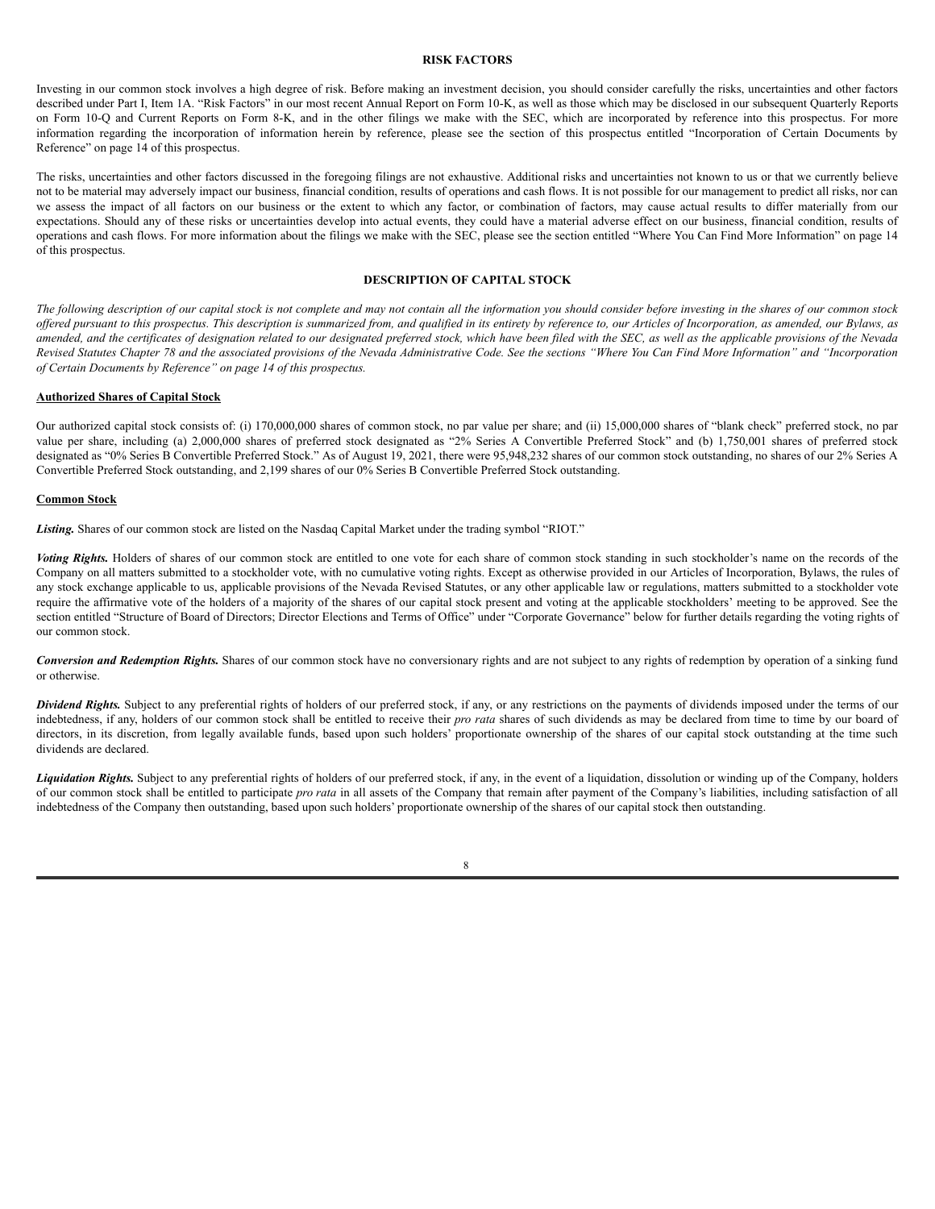## RISK FACTORS

Investing in our common stock involves a high degree of risk. Before making an investment decision, you should consider carefully the risks, uncertainties and other factors described under Part I, Item 1A. "Risk Factors" in our most recent Annual Report on Form 10-K, as well as those which may be disclosed in our subsequent Quarterly Reports on Form 10-Q and Current Reports on Form 8-K, and in the other filings we make with the SEC, which are incorporated by reference into this prospectus. For more information regarding the incorporation of information herein by reference, please see the section of this prospectus entitled "Incorporation of Certain Documents by Reference" on page 14 of this prospectus.

The risks, uncertainties and other factors discussed in the foregoing filings are not exhaustive. Additional risks and uncertainties not known to us or that we currently believe not to be material may adversely impact our business, financial condition, results of operations and cash flows. It is not possible for our management to predict all risks, nor can we assess the impact of all factors on our business or the extent to which any factor, or combination of factors, may cause actual results to differ materially from our expectations. Should any of these risks or uncertainties develop into actual events, they could have a material adverse effect on our business, financial condition, results of operations and cash flows. For more information about the filings we make with the SEC, please see the section entitled "Where You Can Find More Information" on page 14 of this prospectus.

## DESCRIPTION OF CAPITAL STOCK

*The following description of our capital stock is not complete and may not contain all the information you should consider before investing in the shares of our common stock offered pursuant to this prospectus. This description is summarized from, and qualified in its entirety by reference to, our Articles of Incorporation, as amended, our Bylaws, as amended, and the certificates of designation related to our designated preferred stock, which have been filed with the SEC, as well as the applicable provisions of the Nevada Revised Statutes Chapter 78 and the associated provisions of the Nevada Administrative Code. See the sections "Where You Can Find More Information" and "Incorporation of Certain Documents by Reference" on page 14 of this prospectus.*

### Authorized Shares of Capital Stock

Our authorized capital stock consists of: (i) 170,000,000 shares of common stock, no par value per share; and (ii) 15,000,000 shares of "blank check" preferred stock, no par value per share, including (a) 2,000,000 shares of preferred stock designated as "2% Series A Convertible Preferred Stock" and (b) 1,750,001 shares of preferred stock designated as "0% Series B Convertible Preferred Stock." As of August 19, 2021, there were 95,948,232 shares of our common stock outstanding, no shares of our 2% Series A Convertible Preferred Stock outstanding, and 2,199 shares of our 0% Series B Convertible Preferred Stock outstanding.

### Common Stock

***Listing.*** Shares of our common stock are listed on the Nasdaq Capital Market under the trading symbol "RIOT."

***Voting Rights.*** Holders of shares of our common stock are entitled to one vote for each share of common stock standing in such stockholder's name on the records of the Company on all matters submitted to a stockholder vote, with no cumulative voting rights. Except as otherwise provided in our Articles of Incorporation, Bylaws, the rules of any stock exchange applicable to us, applicable provisions of the Nevada Revised Statutes, or any other applicable law or regulations, matters submitted to a stockholder vote require the affirmative vote of the holders of a majority of the shares of our capital stock present and voting at the applicable stockholders' meeting to be approved. See the section entitled "Structure of Board of Directors; Director Elections and Terms of Office" under "Corporate Governance" below for further details regarding the voting rights of our common stock.

***Conversion and Redemption Rights.*** Shares of our common stock have no conversionary rights and are not subject to any rights of redemption by operation of a sinking fund or otherwise.

***Dividend Rights.*** Subject to any preferential rights of holders of our preferred stock, if any, or any restrictions on the payments of dividends imposed under the terms of our indebtedness, if any, holders of our common stock shall be entitled to receive their *pro rata* shares of such dividends as may be declared from time to time by our board of directors, in its discretion, from legally available funds, based upon such holders' proportionate ownership of the shares of our capital stock outstanding at the time such dividends are declared.

***Liquidation Rights.*** Subject to any preferential rights of holders of our preferred stock, if any, in the event of a liquidation, dissolution or winding up of the Company, holders of our common stock shall be entitled to participate *pro rata* in all assets of the Company that remain after payment of the Company's liabilities, including satisfaction of all indebtedness of the Company then outstanding, based upon such holders' proportionate ownership of the shares of our capital stock then outstanding.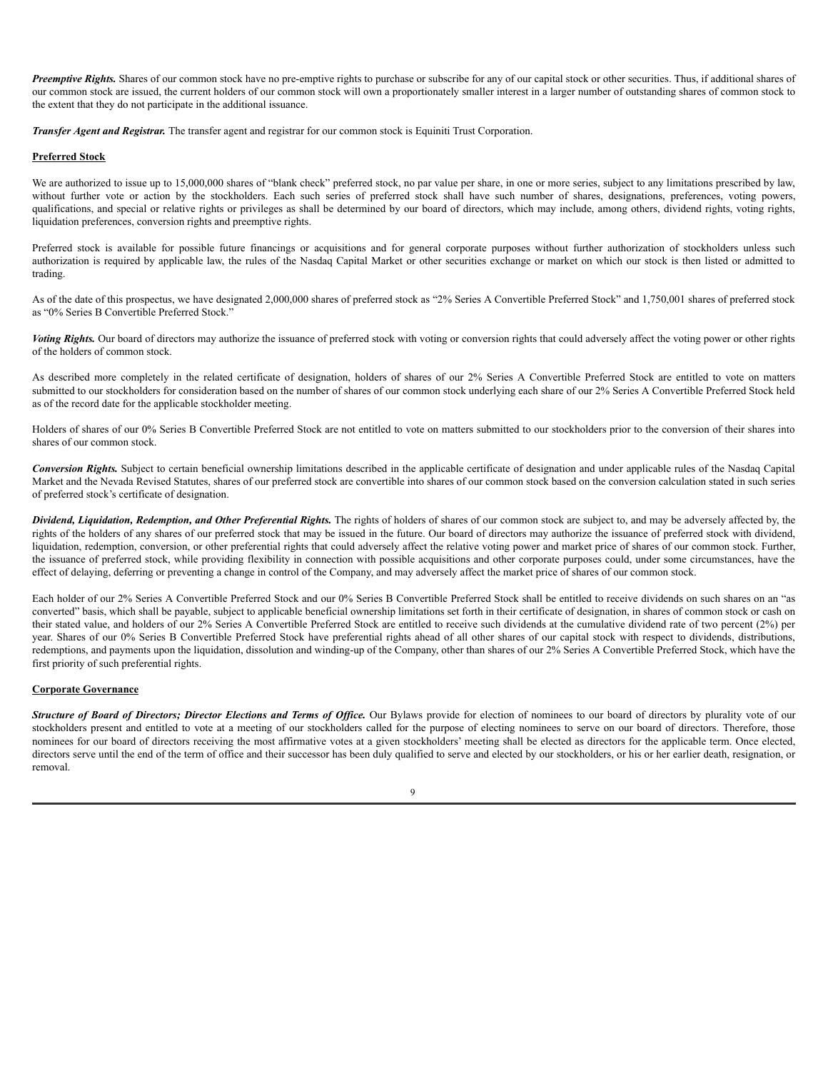***Preemptive Rights.*** Shares of our common stock have no pre-emptive rights to purchase or subscribe for any of our capital stock or other securities. Thus, if additional shares of our common stock are issued, the current holders of our common stock will own a proportionately smaller interest in a larger number of outstanding shares of common stock to the extent that they do not participate in the additional issuance.

***Transfer Agent and Registrar.*** The transfer agent and registrar for our common stock is Equiniti Trust Corporation.

**Preferred Stock**

We are authorized to issue up to 15,000,000 shares of "blank check" preferred stock, no par value per share, in one or more series, subject to any limitations prescribed by law, without further vote or action by the stockholders. Each such series of preferred stock shall have such number of shares, designations, preferences, voting powers, qualifications, and special or relative rights or privileges as shall be determined by our board of directors, which may include, among others, dividend rights, voting rights, liquidation preferences, conversion rights and preemptive rights.

Preferred stock is available for possible future financings or acquisitions and for general corporate purposes without further authorization of stockholders unless such authorization is required by applicable law, the rules of the Nasdaq Capital Market or other securities exchange or market on which our stock is then listed or admitted to trading.

As of the date of this prospectus, we have designated 2,000,000 shares of preferred stock as "2% Series A Convertible Preferred Stock" and 1,750,001 shares of preferred stock as "0% Series B Convertible Preferred Stock."

***Voting Rights.*** Our board of directors may authorize the issuance of preferred stock with voting or conversion rights that could adversely affect the voting power or other rights of the holders of common stock.

As described more completely in the related certificate of designation, holders of shares of our 2% Series A Convertible Preferred Stock are entitled to vote on matters submitted to our stockholders for consideration based on the number of shares of our common stock underlying each share of our 2% Series A Convertible Preferred Stock held as of the record date for the applicable stockholder meeting.

Holders of shares of our 0% Series B Convertible Preferred Stock are not entitled to vote on matters submitted to our stockholders prior to the conversion of their shares into shares of our common stock.

***Conversion Rights.*** Subject to certain beneficial ownership limitations described in the applicable certificate of designation and under applicable rules of the Nasdaq Capital Market and the Nevada Revised Statutes, shares of our preferred stock are convertible into shares of our common stock based on the conversion calculation stated in such series of preferred stock's certificate of designation.

***Dividend, Liquidation, Redemption, and Other Preferential Rights.*** The rights of holders of shares of our common stock are subject to, and may be adversely affected by, the rights of the holders of any shares of our preferred stock that may be issued in the future. Our board of directors may authorize the issuance of preferred stock with dividend, liquidation, redemption, conversion, or other preferential rights that could adversely affect the relative voting power and market price of shares of our common stock. Further, the issuance of preferred stock, while providing flexibility in connection with possible acquisitions and other corporate purposes could, under some circumstances, have the effect of delaying, deferring or preventing a change in control of the Company, and may adversely affect the market price of shares of our common stock.

Each holder of our 2% Series A Convertible Preferred Stock and our 0% Series B Convertible Preferred Stock shall be entitled to receive dividends on such shares on an "as converted" basis, which shall be payable, subject to applicable beneficial ownership limitations set forth in their certificate of designation, in shares of common stock or cash on their stated value, and holders of our 2% Series A Convertible Preferred Stock are entitled to receive such dividends at the cumulative dividend rate of two percent (2%) per year. Shares of our 0% Series B Convertible Preferred Stock have preferential rights ahead of all other shares of our capital stock with respect to dividends, distributions, redemptions, and payments upon the liquidation, dissolution and winding-up of the Company, other than shares of our 2% Series A Convertible Preferred Stock, which have the first priority of such preferential rights.

**Corporate Governance**

***Structure of Board of Directors; Director Elections and Terms of Office.*** Our Bylaws provide for election of nominees to our board of directors by plurality vote of our stockholders present and entitled to vote at a meeting of our stockholders called for the purpose of electing nominees to serve on our board of directors. Therefore, those nominees for our board of directors receiving the most affirmative votes at a given stockholders' meeting shall be elected as directors for the applicable term. Once elected, directors serve until the end of the term of office and their successor has been duly qualified to serve and elected by our stockholders, or his or her earlier death, resignation, or removal.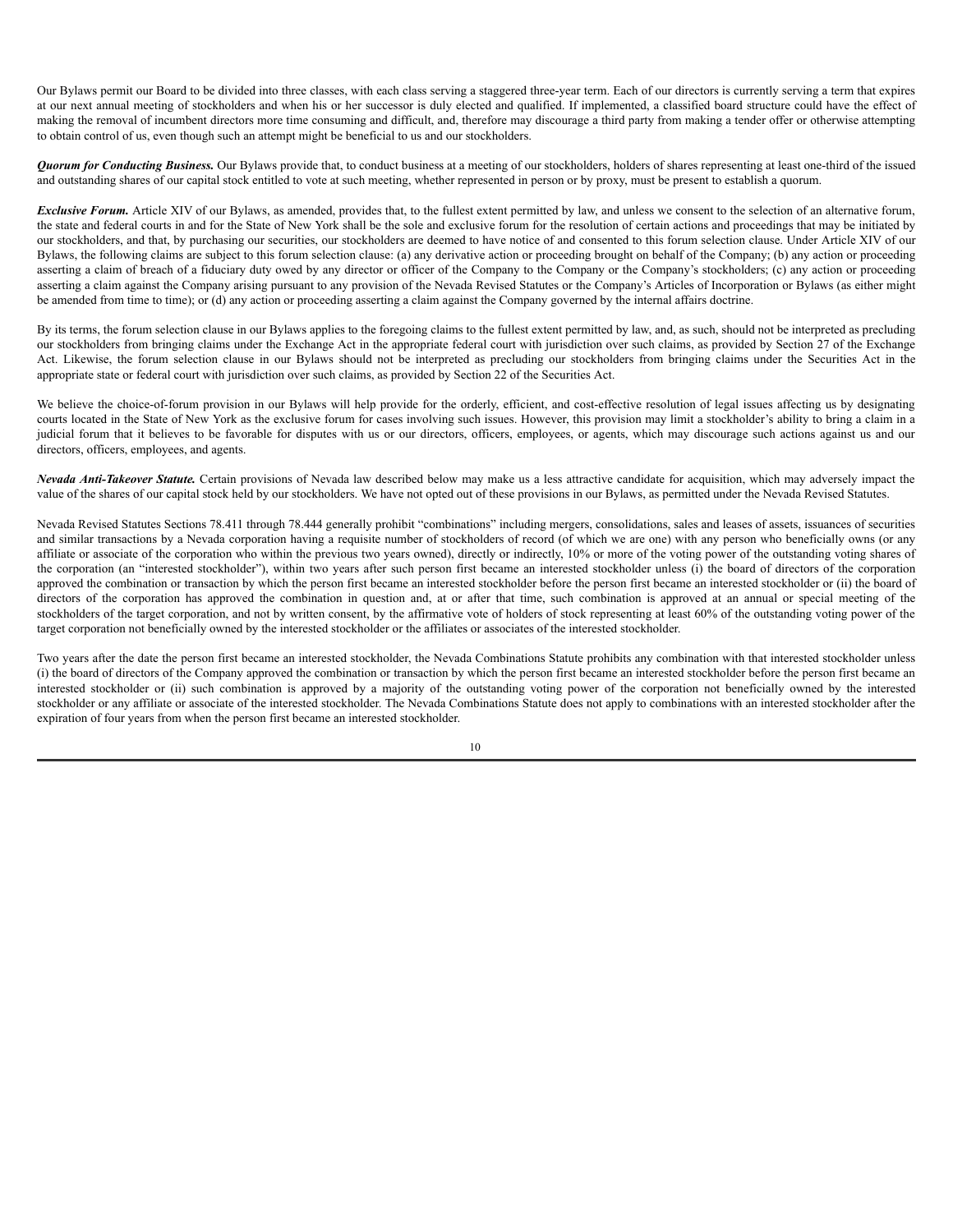Our Bylaws permit our Board to be divided into three classes, with each class serving a staggered three-year term. Each of our directors is currently serving a term that expires at our next annual meeting of stockholders and when his or her successor is duly elected and qualified. If implemented, a classified board structure could have the effect of making the removal of incumbent directors more time consuming and difficult, and, therefore may discourage a third party from making a tender offer or otherwise attempting to obtain control of us, even though such an attempt might be beneficial to us and our stockholders.

***Quorum for Conducting Business.*** Our Bylaws provide that, to conduct business at a meeting of our stockholders, holders of shares representing at least one-third of the issued and outstanding shares of our capital stock entitled to vote at such meeting, whether represented in person or by proxy, must be present to establish a quorum.

***Exclusive Forum.*** Article XIV of our Bylaws, as amended, provides that, to the fullest extent permitted by law, and unless we consent to the selection of an alternative forum, the state and federal courts in and for the State of New York shall be the sole and exclusive forum for the resolution of certain actions and proceedings that may be initiated by our stockholders, and that, by purchasing our securities, our stockholders are deemed to have notice of and consented to this forum selection clause. Under Article XIV of our Bylaws, the following claims are subject to this forum selection clause: (a) any derivative action or proceeding brought on behalf of the Company; (b) any action or proceeding asserting a claim of breach of a fiduciary duty owed by any director or officer of the Company to the Company or the Company's stockholders; (c) any action or proceeding asserting a claim against the Company arising pursuant to any provision of the Nevada Revised Statutes or the Company's Articles of Incorporation or Bylaws (as either might be amended from time to time); or (d) any action or proceeding asserting a claim against the Company governed by the internal affairs doctrine.

By its terms, the forum selection clause in our Bylaws applies to the foregoing claims to the fullest extent permitted by law, and, as such, should not be interpreted as precluding our stockholders from bringing claims under the Exchange Act in the appropriate federal court with jurisdiction over such claims, as provided by Section 27 of the Exchange Act. Likewise, the forum selection clause in our Bylaws should not be interpreted as precluding our stockholders from bringing claims under the Securities Act in the appropriate state or federal court with jurisdiction over such claims, as provided by Section 22 of the Securities Act.

We believe the choice-of-forum provision in our Bylaws will help provide for the orderly, efficient, and cost-effective resolution of legal issues affecting us by designating courts located in the State of New York as the exclusive forum for cases involving such issues. However, this provision may limit a stockholder's ability to bring a claim in a judicial forum that it believes to be favorable for disputes with us or our directors, officers, employees, or agents, which may discourage such actions against us and our directors, officers, employees, and agents.

***Nevada Anti-Takeover Statute.*** Certain provisions of Nevada law described below may make us a less attractive candidate for acquisition, which may adversely impact the value of the shares of our capital stock held by our stockholders. We have not opted out of these provisions in our Bylaws, as permitted under the Nevada Revised Statutes.

Nevada Revised Statutes Sections 78.411 through 78.444 generally prohibit "combinations" including mergers, consolidations, sales and leases of assets, issuances of securities and similar transactions by a Nevada corporation having a requisite number of stockholders of record (of which we are one) with any person who beneficially owns (or any affiliate or associate of the corporation who within the previous two years owned), directly or indirectly, 10% or more of the voting power of the outstanding voting shares of the corporation (an "interested stockholder"), within two years after such person first became an interested stockholder unless (i) the board of directors of the corporation approved the combination or transaction by which the person first became an interested stockholder before the person first became an interested stockholder or (ii) the board of directors of the corporation has approved the combination in question and, at or after that time, such combination is approved at an annual or special meeting of the stockholders of the target corporation, and not by written consent, by the affirmative vote of holders of stock representing at least 60% of the outstanding voting power of the target corporation not beneficially owned by the interested stockholder or the affiliates or associates of the interested stockholder.

Two years after the date the person first became an interested stockholder, the Nevada Combinations Statute prohibits any combination with that interested stockholder unless (i) the board of directors of the Company approved the combination or transaction by which the person first became an interested stockholder before the person first became an interested stockholder or (ii) such combination is approved by a majority of the outstanding voting power of the corporation not beneficially owned by the interested stockholder or any affiliate or associate of the interested stockholder. The Nevada Combinations Statute does not apply to combinations with an interested stockholder after the expiration of four years from when the person first became an interested stockholder.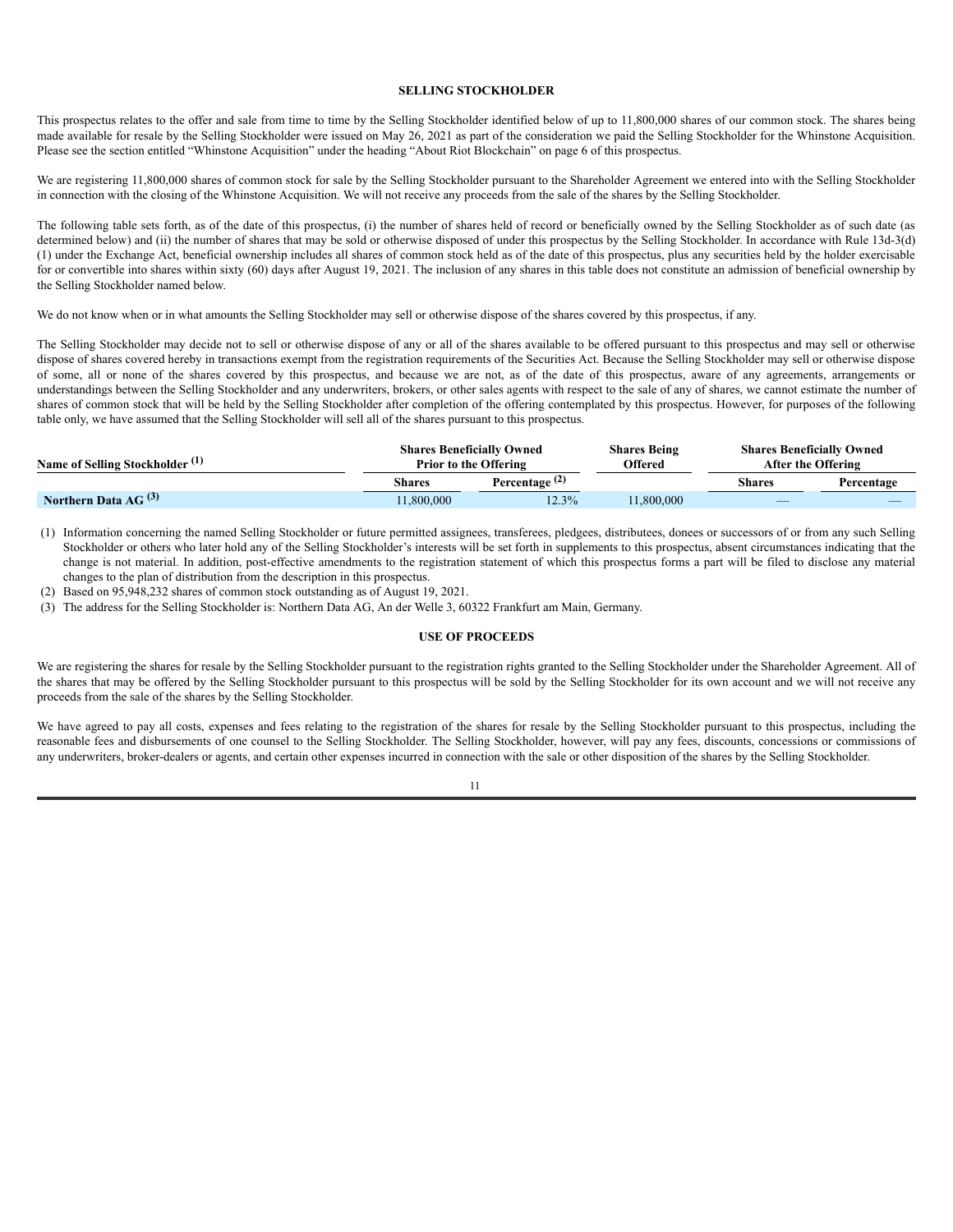## SELLING STOCKHOLDER

This prospectus relates to the offer and sale from time to time by the Selling Stockholder identified below of up to 11,800,000 shares of our common stock. The shares being made available for resale by the Selling Stockholder were issued on May 26, 2021 as part of the consideration we paid the Selling Stockholder for the Whinstone Acquisition. Please see the section entitled "Whinstone Acquisition" under the heading "About Riot Blockchain" on page 6 of this prospectus.

We are registering 11,800,000 shares of common stock for sale by the Selling Stockholder pursuant to the Shareholder Agreement we entered into with the Selling Stockholder in connection with the closing of the Whinstone Acquisition. We will not receive any proceeds from the sale of the shares by the Selling Stockholder.

The following table sets forth, as of the date of this prospectus, (i) the number of shares held of record or beneficially owned by the Selling Stockholder as of such date (as determined below) and (ii) the number of shares that may be sold or otherwise disposed of under this prospectus by the Selling Stockholder. In accordance with Rule 13d-3(d)(1) under the Exchange Act, beneficial ownership includes all shares of common stock held as of the date of this prospectus, plus any securities held by the holder exercisable for or convertible into shares within sixty (60) days after August 19, 2021. The inclusion of any shares in this table does not constitute an admission of beneficial ownership by the Selling Stockholder named below.

We do not know when or in what amounts the Selling Stockholder may sell or otherwise dispose of the shares covered by this prospectus, if any.

The Selling Stockholder may decide not to sell or otherwise dispose of any or all of the shares available to be offered pursuant to this prospectus and may sell or otherwise dispose of shares covered hereby in transactions exempt from the registration requirements of the Securities Act. Because the Selling Stockholder may sell or otherwise dispose of some, all or none of the shares covered by this prospectus, and because we are not, as of the date of this prospectus, aware of any agreements, arrangements or understandings between the Selling Stockholder and any underwriters, brokers, or other sales agents with respect to the sale of any of shares, we cannot estimate the number of shares of common stock that will be held by the Selling Stockholder after completion of the offering contemplated by this prospectus. However, for purposes of the following table only, we have assumed that the Selling Stockholder will sell all of the shares pursuant to this prospectus.

| Name of Selling Stockholder (1) | Shares Beneficially Owned Prior to the Offering | | Shares Being Offered | Shares Beneficially Owned After the Offering | |
|---|---|---|---|---|---|
| | Shares | Percentage (2) | | Shares | Percentage |
| Northern Data AG (3) | 11,800,000 | 12.3% | 11,800,000 | — | — |

(1) Information concerning the named Selling Stockholder or future permitted assignees, transferees, pledgees, distributees, donees or successors of or from any such Selling Stockholder or others who later hold any of the Selling Stockholder's interests will be set forth in supplements to this prospectus, absent circumstances indicating that the change is not material. In addition, post-effective amendments to the registration statement of which this prospectus forms a part will be filed to disclose any material changes to the plan of distribution from the description in this prospectus.

(2) Based on 95,948,232 shares of common stock outstanding as of August 19, 2021.

(3) The address for the Selling Stockholder is: Northern Data AG, An der Welle 3, 60322 Frankfurt am Main, Germany.

## USE OF PROCEEDS

We are registering the shares for resale by the Selling Stockholder pursuant to the registration rights granted to the Selling Stockholder under the Shareholder Agreement. All of the shares that may be offered by the Selling Stockholder pursuant to this prospectus will be sold by the Selling Stockholder for its own account and we will not receive any proceeds from the sale of the shares by the Selling Stockholder.

We have agreed to pay all costs, expenses and fees relating to the registration of the shares for resale by the Selling Stockholder pursuant to this prospectus, including the reasonable fees and disbursements of one counsel to the Selling Stockholder. The Selling Stockholder, however, will pay any fees, discounts, concessions or commissions of any underwriters, broker-dealers or agents, and certain other expenses incurred in connection with the sale or other disposition of the shares by the Selling Stockholder.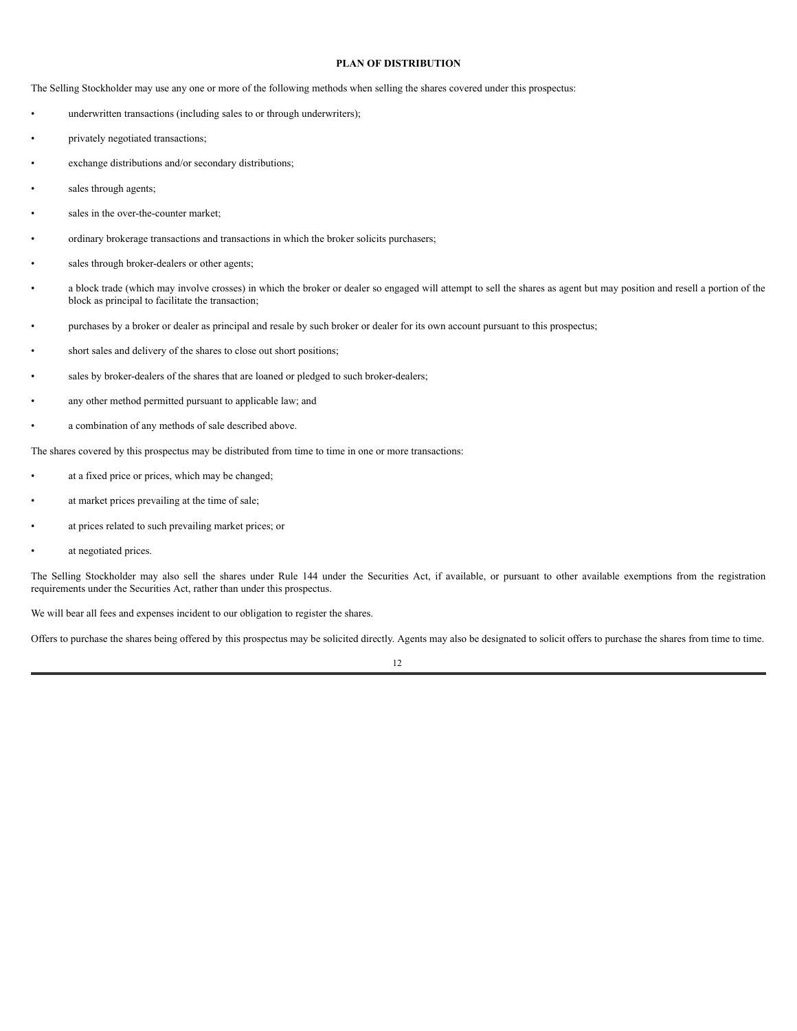## PLAN OF DISTRIBUTION

The Selling Stockholder may use any one or more of the following methods when selling the shares covered under this prospectus:

- underwritten transactions (including sales to or through underwriters);
- privately negotiated transactions;
- exchange distributions and/or secondary distributions;
- sales through agents;
- sales in the over-the-counter market;
- ordinary brokerage transactions and transactions in which the broker solicits purchasers;
- sales through broker-dealers or other agents;
- a block trade (which may involve crosses) in which the broker or dealer so engaged will attempt to sell the shares as agent but may position and resell a portion of the block as principal to facilitate the transaction;
- purchases by a broker or dealer as principal and resale by such broker or dealer for its own account pursuant to this prospectus;
- short sales and delivery of the shares to close out short positions;
- sales by broker-dealers of the shares that are loaned or pledged to such broker-dealers;
- any other method permitted pursuant to applicable law; and
- a combination of any methods of sale described above.

The shares covered by this prospectus may be distributed from time to time in one or more transactions:

- at a fixed price or prices, which may be changed;
- at market prices prevailing at the time of sale;
- at prices related to such prevailing market prices; or
- at negotiated prices.

The Selling Stockholder may also sell the shares under Rule 144 under the Securities Act, if available, or pursuant to other available exemptions from the registration requirements under the Securities Act, rather than under this prospectus.

We will bear all fees and expenses incident to our obligation to register the shares.

Offers to purchase the shares being offered by this prospectus may be solicited directly. Agents may also be designated to solicit offers to purchase the shares from time to time.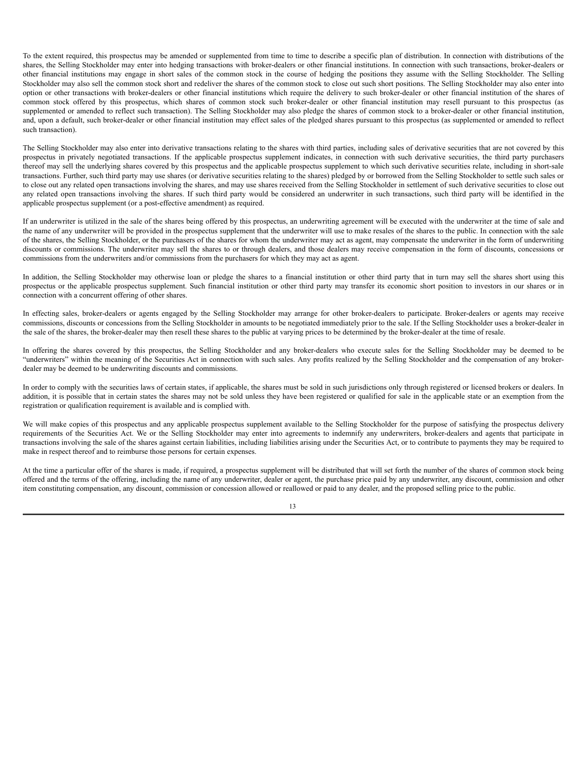To the extent required, this prospectus may be amended or supplemented from time to time to describe a specific plan of distribution. In connection with distributions of the shares, the Selling Stockholder may enter into hedging transactions with broker-dealers or other financial institutions. In connection with such transactions, broker-dealers or other financial institutions may engage in short sales of the common stock in the course of hedging the positions they assume with the Selling Stockholder. The Selling Stockholder may also sell the common stock short and redeliver the shares of the common stock to close out such short positions. The Selling Stockholder may also enter into option or other transactions with broker-dealers or other financial institutions which require the delivery to such broker-dealer or other financial institution of the shares of common stock offered by this prospectus, which shares of common stock such broker-dealer or other financial institution may resell pursuant to this prospectus (as supplemented or amended to reflect such transaction). The Selling Stockholder may also pledge the shares of common stock to a broker-dealer or other financial institution, and, upon a default, such broker-dealer or other financial institution may effect sales of the pledged shares pursuant to this prospectus (as supplemented or amended to reflect such transaction).

The Selling Stockholder may also enter into derivative transactions relating to the shares with third parties, including sales of derivative securities that are not covered by this prospectus in privately negotiated transactions. If the applicable prospectus supplement indicates, in connection with such derivative securities, the third party purchasers thereof may sell the underlying shares covered by this prospectus and the applicable prospectus supplement to which such derivative securities relate, including in short-sale transactions. Further, such third party may use shares (or derivative securities relating to the shares) pledged by or borrowed from the Selling Stockholder to settle such sales or to close out any related open transactions involving the shares, and may use shares received from the Selling Stockholder in settlement of such derivative securities to close out any related open transactions involving the shares. If such third party would be considered an underwriter in such transactions, such third party will be identified in the applicable prospectus supplement (or a post-effective amendment) as required.

If an underwriter is utilized in the sale of the shares being offered by this prospectus, an underwriting agreement will be executed with the underwriter at the time of sale and the name of any underwriter will be provided in the prospectus supplement that the underwriter will use to make resales of the shares to the public. In connection with the sale of the shares, the Selling Stockholder, or the purchasers of the shares for whom the underwriter may act as agent, may compensate the underwriter in the form of underwriting discounts or commissions. The underwriter may sell the shares to or through dealers, and those dealers may receive compensation in the form of discounts, concessions or commissions from the underwriters and/or commissions from the purchasers for which they may act as agent.

In addition, the Selling Stockholder may otherwise loan or pledge the shares to a financial institution or other third party that in turn may sell the shares short using this prospectus or the applicable prospectus supplement. Such financial institution or other third party may transfer its economic short position to investors in our shares or in connection with a concurrent offering of other shares.

In effecting sales, broker-dealers or agents engaged by the Selling Stockholder may arrange for other broker-dealers to participate. Broker-dealers or agents may receive commissions, discounts or concessions from the Selling Stockholder in amounts to be negotiated immediately prior to the sale. If the Selling Stockholder uses a broker-dealer in the sale of the shares, the broker-dealer may then resell these shares to the public at varying prices to be determined by the broker-dealer at the time of resale.

In offering the shares covered by this prospectus, the Selling Stockholder and any broker-dealers who execute sales for the Selling Stockholder may be deemed to be "underwriters" within the meaning of the Securities Act in connection with such sales. Any profits realized by the Selling Stockholder and the compensation of any broker-dealer may be deemed to be underwriting discounts and commissions.

In order to comply with the securities laws of certain states, if applicable, the shares must be sold in such jurisdictions only through registered or licensed brokers or dealers. In addition, it is possible that in certain states the shares may not be sold unless they have been registered or qualified for sale in the applicable state or an exemption from the registration or qualification requirement is available and is complied with.

We will make copies of this prospectus and any applicable prospectus supplement available to the Selling Stockholder for the purpose of satisfying the prospectus delivery requirements of the Securities Act. We or the Selling Stockholder may enter into agreements to indemnify any underwriters, broker-dealers and agents that participate in transactions involving the sale of the shares against certain liabilities, including liabilities arising under the Securities Act, or to contribute to payments they may be required to make in respect thereof and to reimburse those persons for certain expenses.

At the time a particular offer of the shares is made, if required, a prospectus supplement will be distributed that will set forth the number of the shares of common stock being offered and the terms of the offering, including the name of any underwriter, dealer or agent, the purchase price paid by any underwriter, any discount, commission and other item constituting compensation, any discount, commission or concession allowed or reallowed or paid to any dealer, and the proposed selling price to the public.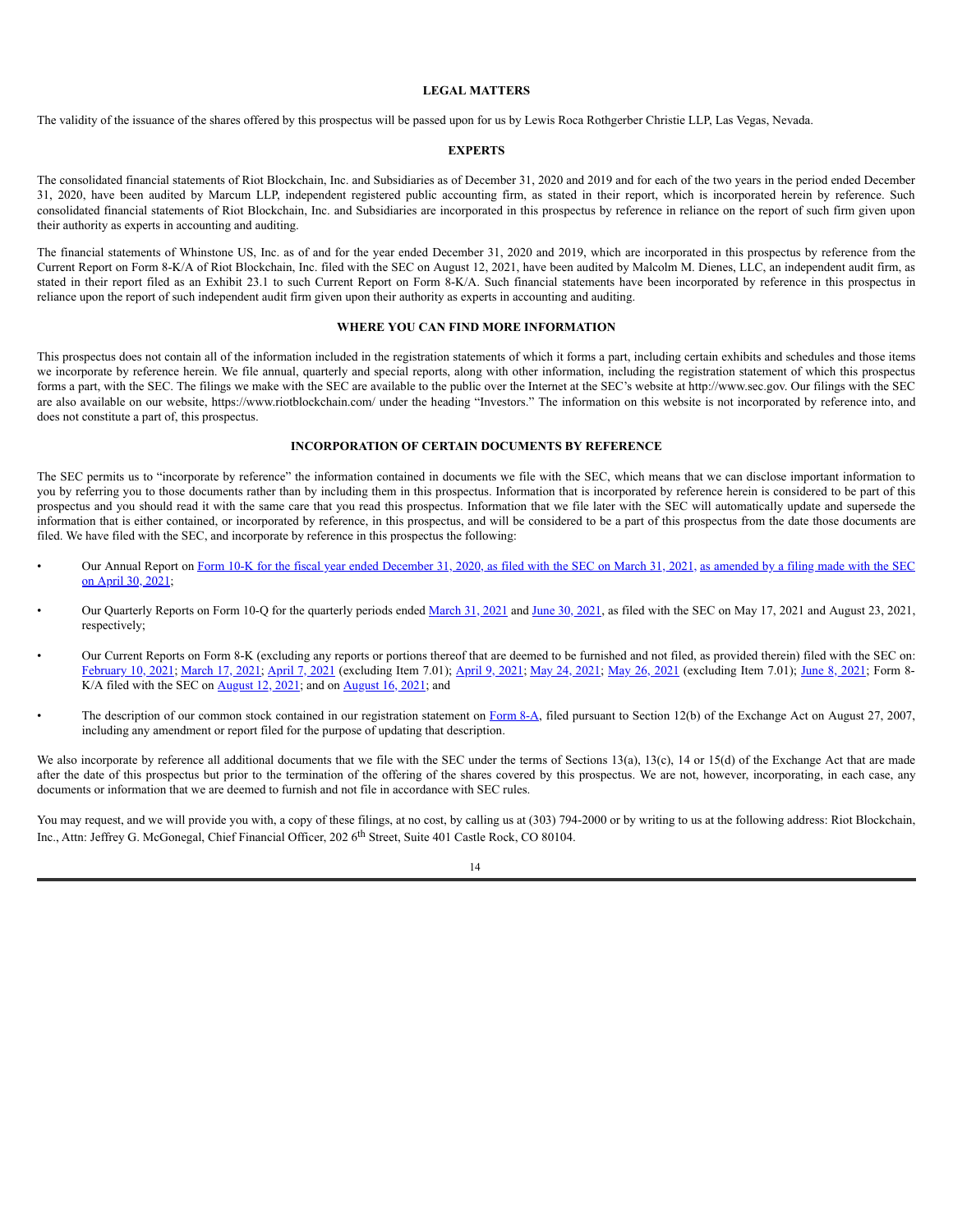## LEGAL MATTERS

The validity of the issuance of the shares offered by this prospectus will be passed upon for us by Lewis Roca Rothgerber Christie LLP, Las Vegas, Nevada.

## EXPERTS

The consolidated financial statements of Riot Blockchain, Inc. and Subsidiaries as of December 31, 2020 and 2019 and for each of the two years in the period ended December 31, 2020, have been audited by Marcum LLP, independent registered public accounting firm, as stated in their report, which is incorporated herein by reference. Such consolidated financial statements of Riot Blockchain, Inc. and Subsidiaries are incorporated in this prospectus by reference in reliance on the report of such firm given upon their authority as experts in accounting and auditing.

The financial statements of Whinstone US, Inc. as of and for the year ended December 31, 2020 and 2019, which are incorporated in this prospectus by reference from the Current Report on Form 8-K/A of Riot Blockchain, Inc. filed with the SEC on August 12, 2021, have been audited by Malcolm M. Dienes, LLC, an independent audit firm, as stated in their report filed as an Exhibit 23.1 to such Current Report on Form 8-K/A. Such financial statements have been incorporated by reference in this prospectus in reliance upon the report of such independent audit firm given upon their authority as experts in accounting and auditing.

## WHERE YOU CAN FIND MORE INFORMATION

This prospectus does not contain all of the information included in the registration statements of which it forms a part, including certain exhibits and schedules and those items we incorporate by reference herein. We file annual, quarterly and special reports, along with other information, including the registration statement of which this prospectus forms a part, with the SEC. The filings we make with the SEC are available to the public over the Internet at the SEC's website at http://www.sec.gov. Our filings with the SEC are also available on our website, https://www.riotblockchain.com/ under the heading "Investors." The information on this website is not incorporated by reference into, and does not constitute a part of, this prospectus.

## INCORPORATION OF CERTAIN DOCUMENTS BY REFERENCE

The SEC permits us to "incorporate by reference" the information contained in documents we file with the SEC, which means that we can disclose important information to you by referring you to those documents rather than by including them in this prospectus. Information that is incorporated by reference herein is considered to be part of this prospectus and you should read it with the same care that you read this prospectus. Information that we file later with the SEC will automatically update and supersede the information that is either contained, or incorporated by reference, in this prospectus, and will be considered to be a part of this prospectus from the date those documents are filed. We have filed with the SEC, and incorporate by reference in this prospectus the following:

- Our Annual Report on Form 10-K for the fiscal year ended December 31, 2020, as filed with the SEC on March 31, 2021, as amended by a filing made with the SEC on April 30, 2021;
- Our Quarterly Reports on Form 10-Q for the quarterly periods ended March 31, 2021 and June 30, 2021, as filed with the SEC on May 17, 2021 and August 23, 2021, respectively;
- Our Current Reports on Form 8-K (excluding any reports or portions thereof that are deemed to be furnished and not filed, as provided therein) filed with the SEC on: February 10, 2021; March 17, 2021; April 7, 2021 (excluding Item 7.01); April 9, 2021; May 24, 2021; May 26, 2021 (excluding Item 7.01); June 8, 2021; Form 8-K/A filed with the SEC on August 12, 2021; and on August 16, 2021; and
- The description of our common stock contained in our registration statement on Form 8-A, filed pursuant to Section 12(b) of the Exchange Act on August 27, 2007, including any amendment or report filed for the purpose of updating that description.

We also incorporate by reference all additional documents that we file with the SEC under the terms of Sections 13(a), 13(c), 14 or 15(d) of the Exchange Act that are made after the date of this prospectus but prior to the termination of the offering of the shares covered by this prospectus. We are not, however, incorporating, in each case, any documents or information that we are deemed to furnish and not file in accordance with SEC rules.

You may request, and we will provide you with, a copy of these filings, at no cost, by calling us at (303) 794-2000 or by writing to us at the following address: Riot Blockchain, Inc., Attn: Jeffrey G. McGonegal, Chief Financial Officer, 202 6th Street, Suite 401 Castle Rock, CO 80104.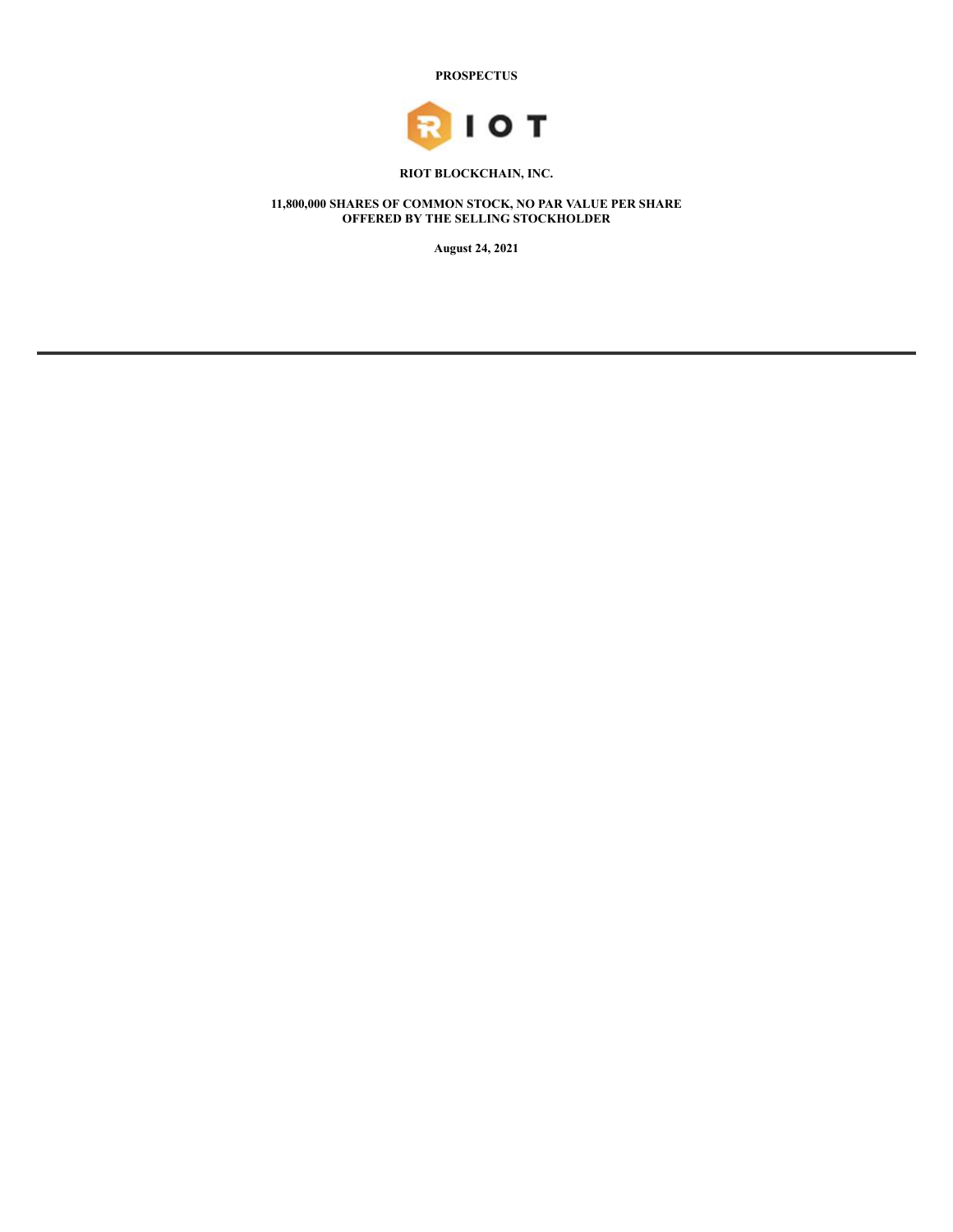**PROSPECTUS**

**RIOT BLOCKCHAIN, INC.**

**11,800,000 SHARES OF COMMON STOCK, NO PAR VALUE PER SHARE**
**OFFERED BY THE SELLING STOCKHOLDER**

**August 24, 2021**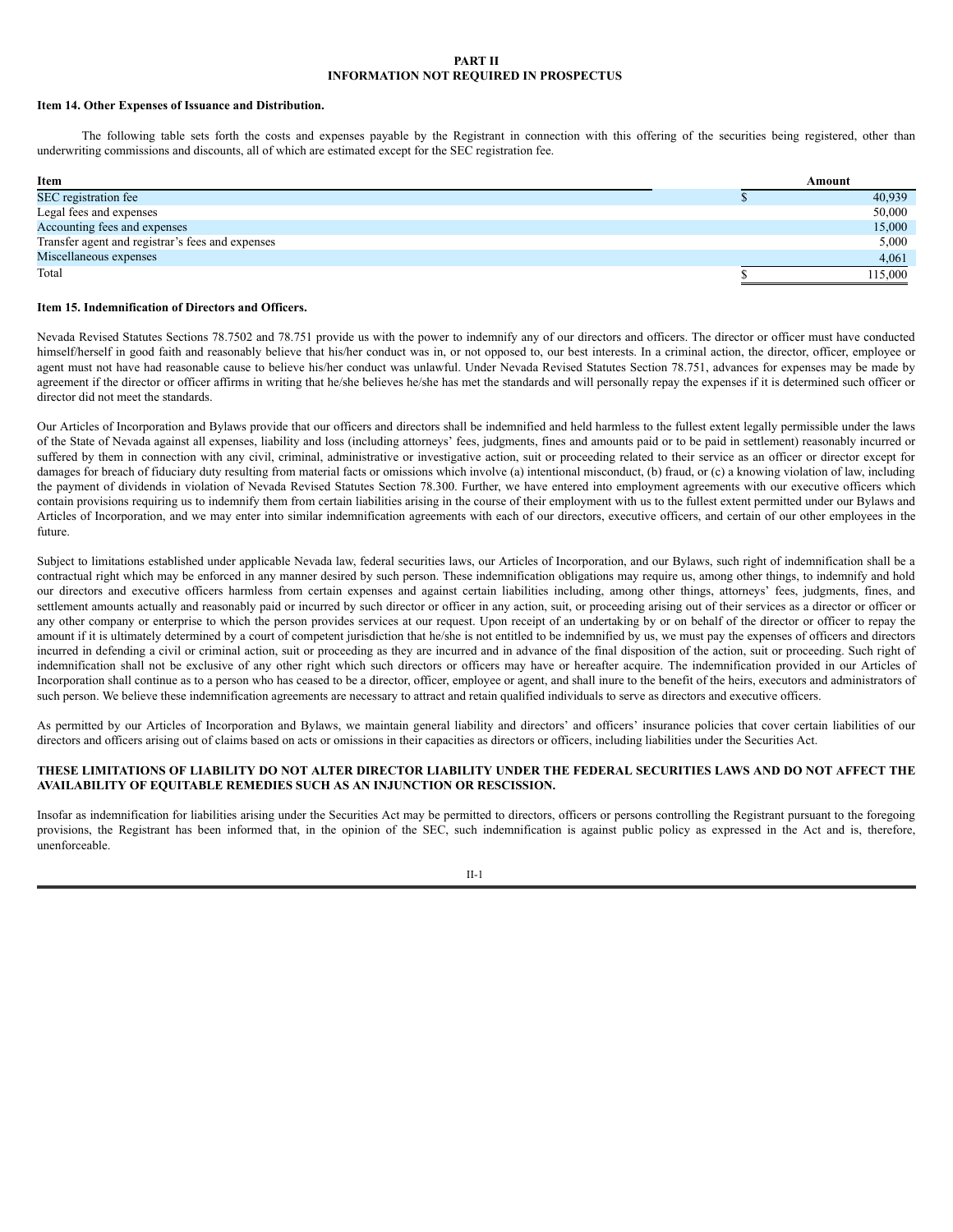# PART II
# INFORMATION NOT REQUIRED IN PROSPECTUS

### Item 14. Other Expenses of Issuance and Distribution.

The following table sets forth the costs and expenses payable by the Registrant in connection with this offering of the securities being registered, other than underwriting commissions and discounts, all of which are estimated except for the SEC registration fee.

| Item | Amount |
|---|---|
| SEC registration fee | $ 40,939 |
| Legal fees and expenses | 50,000 |
| Accounting fees and expenses | 15,000 |
| Transfer agent and registrar's fees and expenses | 5,000 |
| Miscellaneous expenses | 4,061 |
| Total | $ 115,000 |

### Item 15. Indemnification of Directors and Officers.

Nevada Revised Statutes Sections 78.7502 and 78.751 provide us with the power to indemnify any of our directors and officers. The director or officer must have conducted himself/herself in good faith and reasonably believe that his/her conduct was in, or not opposed to, our best interests. In a criminal action, the director, officer, employee or agent must not have had reasonable cause to believe his/her conduct was unlawful. Under Nevada Revised Statutes Section 78.751, advances for expenses may be made by agreement if the director or officer affirms in writing that he/she believes he/she has met the standards and will personally repay the expenses if it is determined such officer or director did not meet the standards.

Our Articles of Incorporation and Bylaws provide that our officers and directors shall be indemnified and held harmless to the fullest extent legally permissible under the laws of the State of Nevada against all expenses, liability and loss (including attorneys' fees, judgments, fines and amounts paid or to be paid in settlement) reasonably incurred or suffered by them in connection with any civil, criminal, administrative or investigative action, suit or proceeding related to their service as an officer or director except for damages for breach of fiduciary duty resulting from material facts or omissions which involve (a) intentional misconduct, (b) fraud, or (c) a knowing violation of law, including the payment of dividends in violation of Nevada Revised Statutes Section 78.300. Further, we have entered into employment agreements with our executive officers which contain provisions requiring us to indemnify them from certain liabilities arising in the course of their employment with us to the fullest extent permitted under our Bylaws and Articles of Incorporation, and we may enter into similar indemnification agreements with each of our directors, executive officers, and certain of our other employees in the future.

Subject to limitations established under applicable Nevada law, federal securities laws, our Articles of Incorporation, and our Bylaws, such right of indemnification shall be a contractual right which may be enforced in any manner desired by such person. These indemnification obligations may require us, among other things, to indemnify and hold our directors and executive officers harmless from certain expenses and against certain liabilities including, among other things, attorneys' fees, judgments, fines, and settlement amounts actually and reasonably paid or incurred by such director or officer in any action, suit, or proceeding arising out of their services as a director or officer or any other company or enterprise to which the person provides services at our request. Upon receipt of an undertaking by or on behalf of the director or officer to repay the amount if it is ultimately determined by a court of competent jurisdiction that he/she is not entitled to be indemnified by us, we must pay the expenses of officers and directors incurred in defending a civil or criminal action, suit or proceeding as they are incurred and in advance of the final disposition of the action, suit or proceeding. Such right of indemnification shall not be exclusive of any other right which such directors or officers may have or hereafter acquire. The indemnification provided in our Articles of Incorporation shall continue as to a person who has ceased to be a director, officer, employee or agent, and shall inure to the benefit of the heirs, executors and administrators of such person. We believe these indemnification agreements are necessary to attract and retain qualified individuals to serve as directors and executive officers.

As permitted by our Articles of Incorporation and Bylaws, we maintain general liability and directors' and officers' insurance policies that cover certain liabilities of our directors and officers arising out of claims based on acts or omissions in their capacities as directors or officers, including liabilities under the Securities Act.

**THESE LIMITATIONS OF LIABILITY DO NOT ALTER DIRECTOR LIABILITY UNDER THE FEDERAL SECURITIES LAWS AND DO NOT AFFECT THE AVAILABILITY OF EQUITABLE REMEDIES SUCH AS AN INJUNCTION OR RESCISSION.**

Insofar as indemnification for liabilities arising under the Securities Act may be permitted to directors, officers or persons controlling the Registrant pursuant to the foregoing provisions, the Registrant has been informed that, in the opinion of the SEC, such indemnification is against public policy as expressed in the Act and is, therefore, unenforceable.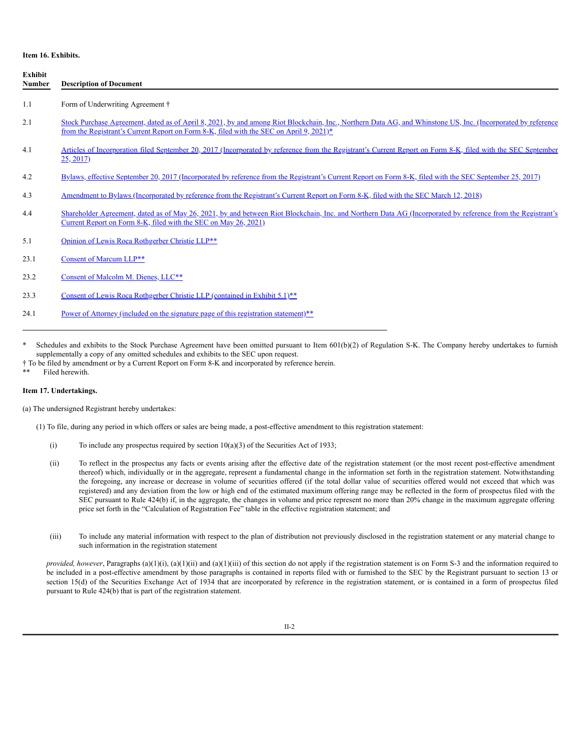**Item 16. Exhibits.**

| Exhibit Number | Description of Document |
|---|---|
| 1.1 | Form of Underwriting Agreement † |
| 2.1 | Stock Purchase Agreement, dated as of April 8, 2021, by and among Riot Blockchain, Inc., Northern Data AG, and Whinstone US, Inc. (Incorporated by reference from the Registrant's Current Report on Form 8-K, filed with the SEC on April 9, 2021)* |
| 4.1 | Articles of Incorporation filed September 20, 2017 (Incorporated by reference from the Registrant's Current Report on Form 8-K, filed with the SEC September 25, 2017) |
| 4.2 | Bylaws, effective September 20, 2017 (Incorporated by reference from the Registrant's Current Report on Form 8-K, filed with the SEC September 25, 2017) |
| 4.3 | Amendment to Bylaws (Incorporated by reference from the Registrant's Current Report on Form 8-K, filed with the SEC March 12, 2018) |
| 4.4 | Shareholder Agreement, dated as of May 26, 2021, by and between Riot Blockchain, Inc. and Northern Data AG (Incorporated by reference from the Registrant's Current Report on Form 8-K, filed with the SEC on May 26, 2021) |
| 5.1 | Opinion of Lewis Roca Rothgerber Christie LLP** |
| 23.1 | Consent of Marcum LLP** |
| 23.2 | Consent of Malcolm M. Dienes, LLC** |
| 23.3 | Consent of Lewis Roca Rothgerber Christie LLP (contained in Exhibit 5.1)** |
| 24.1 | Power of Attorney (included on the signature page of this registration statement)** |

\* Schedules and exhibits to the Stock Purchase Agreement have been omitted pursuant to Item 601(b)(2) of Regulation S-K. The Company hereby undertakes to furnish supplementally a copy of any omitted schedules and exhibits to the SEC upon request.

† To be filed by amendment or by a Current Report on Form 8-K and incorporated by reference herein.

\*\* Filed herewith.

**Item 17. Undertakings.**

(a) The undersigned Registrant hereby undertakes:

(1) To file, during any period in which offers or sales are being made, a post-effective amendment to this registration statement:

(i) To include any prospectus required by section 10(a)(3) of the Securities Act of 1933;

(ii) To reflect in the prospectus any facts or events arising after the effective date of the registration statement (or the most recent post-effective amendment thereof) which, individually or in the aggregate, represent a fundamental change in the information set forth in the registration statement. Notwithstanding the foregoing, any increase or decrease in volume of securities offered (if the total dollar value of securities offered would not exceed that which was registered) and any deviation from the low or high end of the estimated maximum offering range may be reflected in the form of prospectus filed with the SEC pursuant to Rule 424(b) if, in the aggregate, the changes in volume and price represent no more than 20% change in the maximum aggregate offering price set forth in the "Calculation of Registration Fee" table in the effective registration statement; and

(iii) To include any material information with respect to the plan of distribution not previously disclosed in the registration statement or any material change to such information in the registration statement

*provided, however*, Paragraphs (a)(1)(i), (a)(1)(ii) and (a)(1)(iii) of this section do not apply if the registration statement is on Form S-3 and the information required to be included in a post-effective amendment by those paragraphs is contained in reports filed with or furnished to the SEC by the Registrant pursuant to section 13 or section 15(d) of the Securities Exchange Act of 1934 that are incorporated by reference in the registration statement, or is contained in a form of prospectus filed pursuant to Rule 424(b) that is part of the registration statement.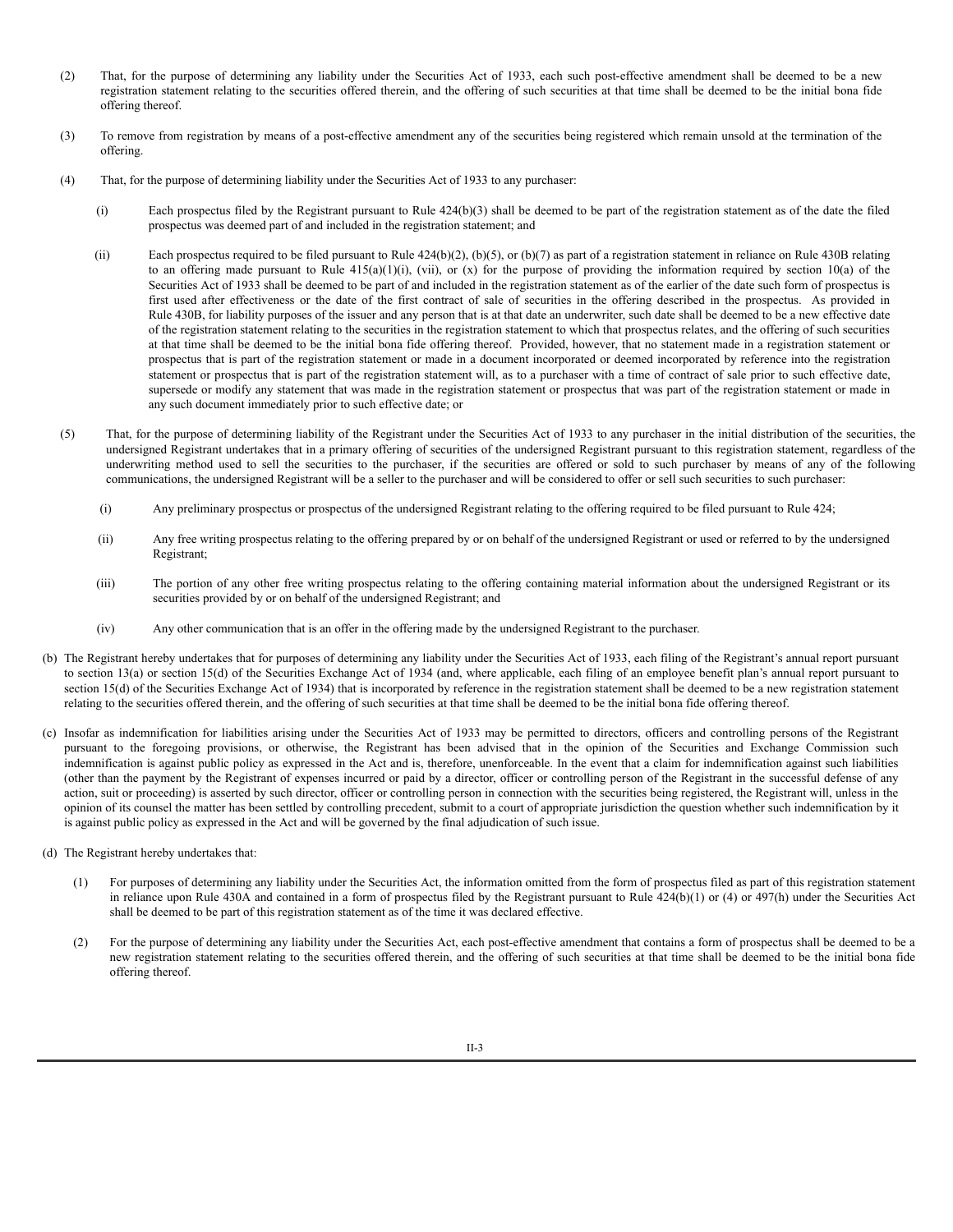(2) That, for the purpose of determining any liability under the Securities Act of 1933, each such post-effective amendment shall be deemed to be a new registration statement relating to the securities offered therein, and the offering of such securities at that time shall be deemed to be the initial bona fide offering thereof.

(3) To remove from registration by means of a post-effective amendment any of the securities being registered which remain unsold at the termination of the offering.

(4) That, for the purpose of determining liability under the Securities Act of 1933 to any purchaser:

(i) Each prospectus filed by the Registrant pursuant to Rule 424(b)(3) shall be deemed to be part of the registration statement as of the date the filed prospectus was deemed part of and included in the registration statement; and

(ii) Each prospectus required to be filed pursuant to Rule 424(b)(2), (b)(5), or (b)(7) as part of a registration statement in reliance on Rule 430B relating to an offering made pursuant to Rule 415(a)(1)(i), (vii), or (x) for the purpose of providing the information required by section 10(a) of the Securities Act of 1933 shall be deemed to be part of and included in the registration statement as of the earlier of the date such form of prospectus is first used after effectiveness or the date of the first contract of sale of securities in the offering described in the prospectus. As provided in Rule 430B, for liability purposes of the issuer and any person that is at that date an underwriter, such date shall be deemed to be a new effective date of the registration statement relating to the securities in the registration statement to which that prospectus relates, and the offering of such securities at that time shall be deemed to be the initial bona fide offering thereof. Provided, however, that no statement made in a registration statement or prospectus that is part of the registration statement or made in a document incorporated or deemed incorporated by reference into the registration statement or prospectus that is part of the registration statement will, as to a purchaser with a time of contract of sale prior to such effective date, supersede or modify any statement that was made in the registration statement or prospectus that was part of the registration statement or made in any such document immediately prior to such effective date; or

(5) That, for the purpose of determining liability of the Registrant under the Securities Act of 1933 to any purchaser in the initial distribution of the securities, the undersigned Registrant undertakes that in a primary offering of securities of the undersigned Registrant pursuant to this registration statement, regardless of the underwriting method used to sell the securities to the purchaser, if the securities are offered or sold to such purchaser by means of any of the following communications, the undersigned Registrant will be a seller to the purchaser and will be considered to offer or sell such securities to such purchaser:

(i) Any preliminary prospectus or prospectus of the undersigned Registrant relating to the offering required to be filed pursuant to Rule 424;

(ii) Any free writing prospectus relating to the offering prepared by or on behalf of the undersigned Registrant or used or referred to by the undersigned Registrant;

(iii) The portion of any other free writing prospectus relating to the offering containing material information about the undersigned Registrant or its securities provided by or on behalf of the undersigned Registrant; and

(iv) Any other communication that is an offer in the offering made by the undersigned Registrant to the purchaser.

(b) The Registrant hereby undertakes that for purposes of determining any liability under the Securities Act of 1933, each filing of the Registrant's annual report pursuant to section 13(a) or section 15(d) of the Securities Exchange Act of 1934 (and, where applicable, each filing of an employee benefit plan's annual report pursuant to section 15(d) of the Securities Exchange Act of 1934) that is incorporated by reference in the registration statement shall be deemed to be a new registration statement relating to the securities offered therein, and the offering of such securities at that time shall be deemed to be the initial bona fide offering thereof.

(c) Insofar as indemnification for liabilities arising under the Securities Act of 1933 may be permitted to directors, officers and controlling persons of the Registrant pursuant to the foregoing provisions, or otherwise, the Registrant has been advised that in the opinion of the Securities and Exchange Commission such indemnification is against public policy as expressed in the Act and is, therefore, unenforceable. In the event that a claim for indemnification against such liabilities (other than the payment by the Registrant of expenses incurred or paid by a director, officer or controlling person of the Registrant in the successful defense of any action, suit or proceeding) is asserted by such director, officer or controlling person in connection with the securities being registered, the Registrant will, unless in the opinion of its counsel the matter has been settled by controlling precedent, submit to a court of appropriate jurisdiction the question whether such indemnification by it is against public policy as expressed in the Act and will be governed by the final adjudication of such issue.

(d) The Registrant hereby undertakes that:

(1) For purposes of determining any liability under the Securities Act, the information omitted from the form of prospectus filed as part of this registration statement in reliance upon Rule 430A and contained in a form of prospectus filed by the Registrant pursuant to Rule 424(b)(1) or (4) or 497(h) under the Securities Act shall be deemed to be part of this registration statement as of the time it was declared effective.

(2) For the purpose of determining any liability under the Securities Act, each post-effective amendment that contains a form of prospectus shall be deemed to be a new registration statement relating to the securities offered therein, and the offering of such securities at that time shall be deemed to be the initial bona fide offering thereof.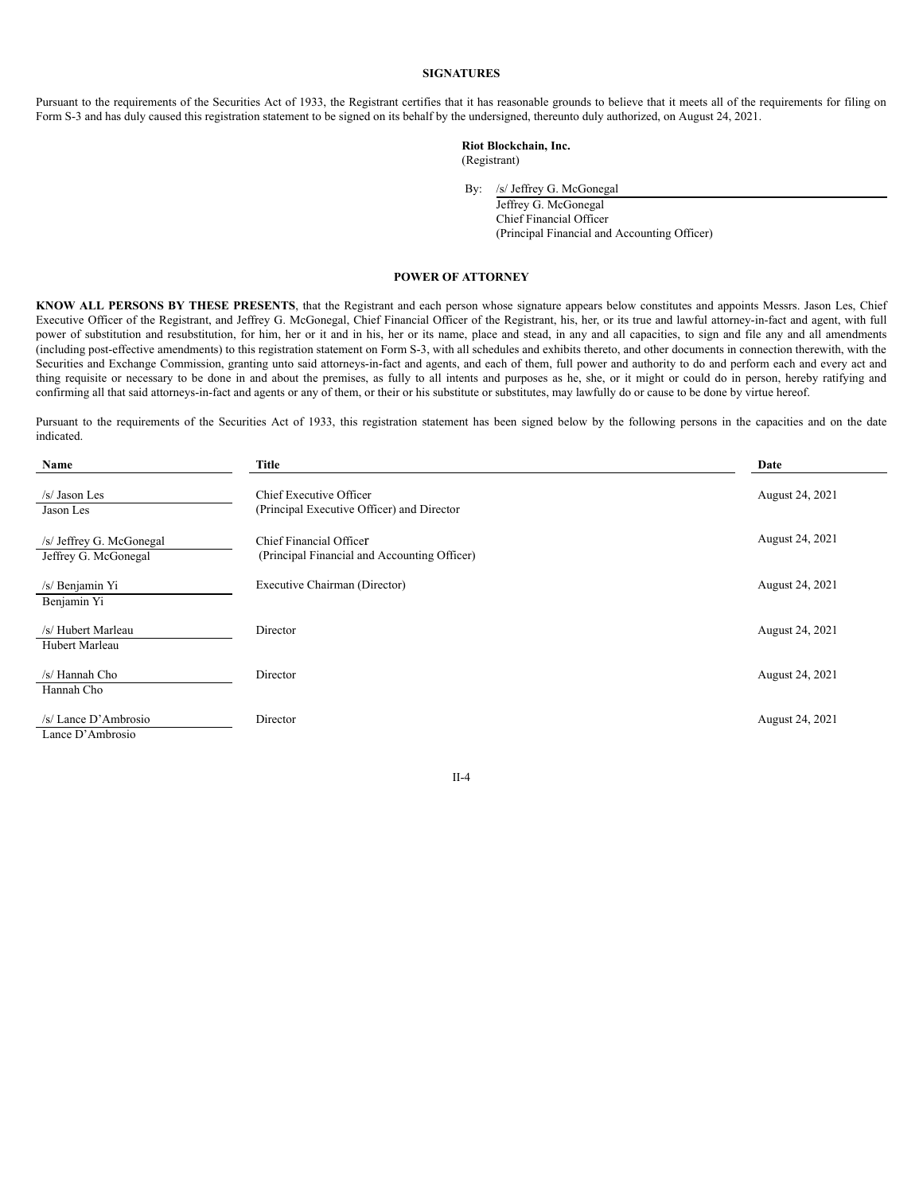## SIGNATURES

Pursuant to the requirements of the Securities Act of 1933, the Registrant certifies that it has reasonable grounds to believe that it meets all of the requirements for filing on Form S-3 and has duly caused this registration statement to be signed on its behalf by the undersigned, thereunto duly authorized, on August 24, 2021.

**Riot Blockchain, Inc.**
(Registrant)

By: /s/ Jeffrey G. McGonegal
Jeffrey G. McGonegal
Chief Financial Officer
(Principal Financial and Accounting Officer)

## POWER OF ATTORNEY

**KNOW ALL PERSONS BY THESE PRESENTS**, that the Registrant and each person whose signature appears below constitutes and appoints Messrs. Jason Les, Chief Executive Officer of the Registrant, and Jeffrey G. McGonegal, Chief Financial Officer of the Registrant, his, her, or its true and lawful attorney-in-fact and agent, with full power of substitution and resubstitution, for him, her or it and in his, her or its name, place and stead, in any and all capacities, to sign and file any and all amendments (including post-effective amendments) to this registration statement on Form S-3, with all schedules and exhibits thereto, and other documents in connection therewith, with the Securities and Exchange Commission, granting unto said attorneys-in-fact and agents, and each of them, full power and authority to do and perform each and every act and thing requisite or necessary to be done in and about the premises, as fully to all intents and purposes as he, she, or it might or could do in person, hereby ratifying and confirming all that said attorneys-in-fact and agents or any of them, or their or his substitute or substitutes, may lawfully do or cause to be done by virtue hereof.

Pursuant to the requirements of the Securities Act of 1933, this registration statement has been signed below by the following persons in the capacities and on the date indicated.

| Name | Title | Date |
|---|---|---|
| /s/ Jason Les<br>Jason Les | Chief Executive Officer<br>(Principal Executive Officer) and Director | August 24, 2021 |
| /s/ Jeffrey G. McGonegal<br>Jeffrey G. McGonegal | Chief Financial Officer<br>(Principal Financial and Accounting Officer) | August 24, 2021 |
| /s/ Benjamin Yi<br>Benjamin Yi | Executive Chairman (Director) | August 24, 2021 |
| /s/ Hubert Marleau<br>Hubert Marleau | Director | August 24, 2021 |
| /s/ Hannah Cho<br>Hannah Cho | Director | August 24, 2021 |
| /s/ Lance D'Ambrosio<br>Lance D'Ambrosio | Director | August 24, 2021 |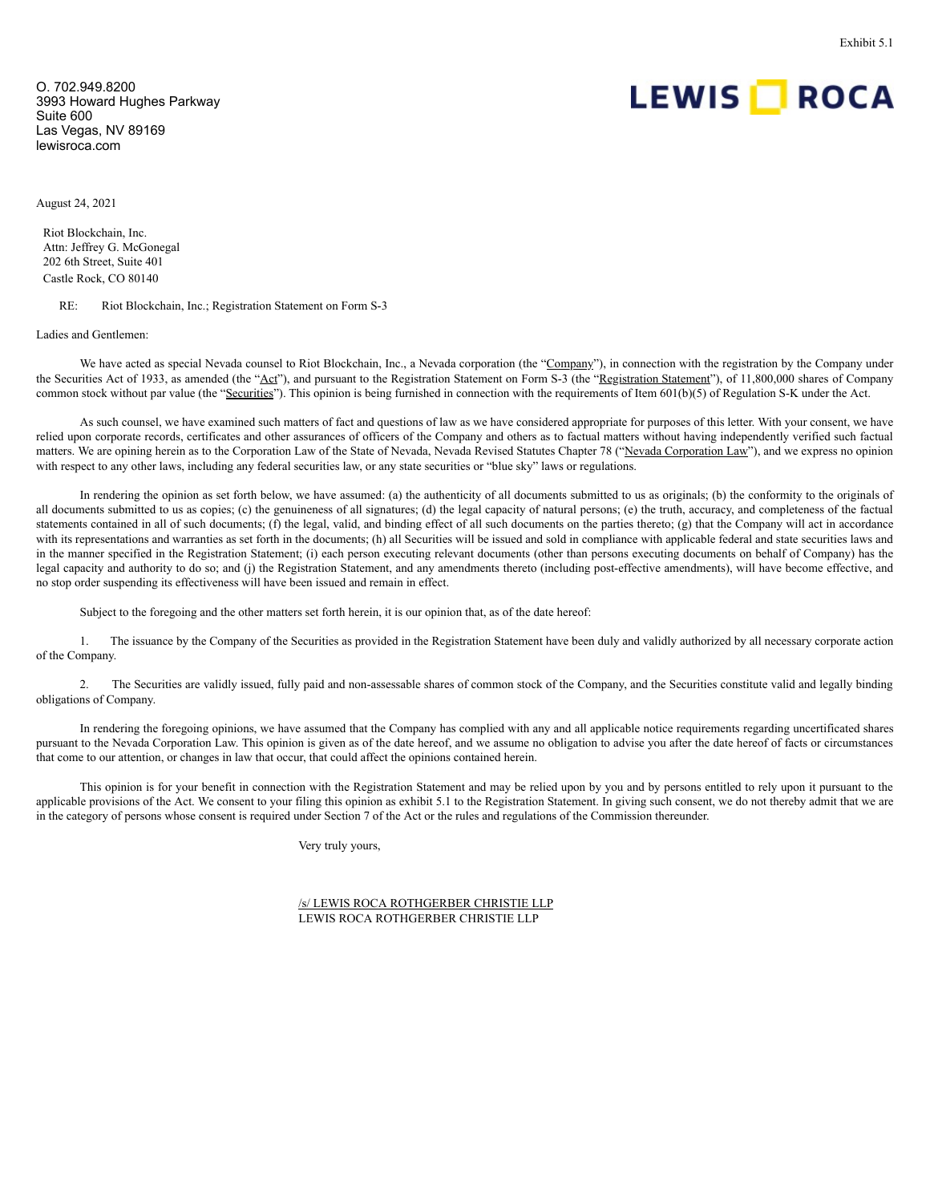Exhibit 5.1

O. 702.949.8200
3993 Howard Hughes Parkway
Suite 600
Las Vegas, NV 89169
lewisroca.com

LEWIS ROCA

August 24, 2021

Riot Blockchain, Inc.
Attn: Jeffrey G. McGonegal
202 6th Street, Suite 401
Castle Rock, CO 80140

RE: Riot Blockchain, Inc.; Registration Statement on Form S-3

Ladies and Gentlemen:

We have acted as special Nevada counsel to Riot Blockchain, Inc., a Nevada corporation (the "Company"), in connection with the registration by the Company under the Securities Act of 1933, as amended (the "Act"), and pursuant to the Registration Statement on Form S-3 (the "Registration Statement"), of 11,800,000 shares of Company common stock without par value (the "Securities"). This opinion is being furnished in connection with the requirements of Item 601(b)(5) of Regulation S-K under the Act.

As such counsel, we have examined such matters of fact and questions of law as we have considered appropriate for purposes of this letter. With your consent, we have relied upon corporate records, certificates and other assurances of officers of the Company and others as to factual matters without having independently verified such factual matters. We are opining herein as to the Corporation Law of the State of Nevada, Nevada Revised Statutes Chapter 78 ("Nevada Corporation Law"), and we express no opinion with respect to any other laws, including any federal securities law, or any state securities or "blue sky" laws or regulations.

In rendering the opinion as set forth below, we have assumed: (a) the authenticity of all documents submitted to us as originals; (b) the conformity to the originals of all documents submitted to us as copies; (c) the genuineness of all signatures; (d) the legal capacity of natural persons; (e) the truth, accuracy, and completeness of the factual statements contained in all of such documents; (f) the legal, valid, and binding effect of all such documents on the parties thereto; (g) that the Company will act in accordance with its representations and warranties as set forth in the documents; (h) all Securities will be issued and sold in compliance with applicable federal and state securities laws and in the manner specified in the Registration Statement; (i) each person executing relevant documents (other than persons executing documents on behalf of Company) has the legal capacity and authority to do so; and (j) the Registration Statement, and any amendments thereto (including post-effective amendments), will have become effective, and no stop order suspending its effectiveness will have been issued and remain in effect.

Subject to the foregoing and the other matters set forth herein, it is our opinion that, as of the date hereof:

1. The issuance by the Company of the Securities as provided in the Registration Statement have been duly and validly authorized by all necessary corporate action of the Company.

2. The Securities are validly issued, fully paid and non-assessable shares of common stock of the Company, and the Securities constitute valid and legally binding obligations of Company.

In rendering the foregoing opinions, we have assumed that the Company has complied with any and all applicable notice requirements regarding uncertificated shares pursuant to the Nevada Corporation Law. This opinion is given as of the date hereof, and we assume no obligation to advise you after the date hereof of facts or circumstances that come to our attention, or changes in law that occur, that could affect the opinions contained herein.

This opinion is for your benefit in connection with the Registration Statement and may be relied upon by you and by persons entitled to rely upon it pursuant to the applicable provisions of the Act. We consent to your filing this opinion as exhibit 5.1 to the Registration Statement. In giving such consent, we do not thereby admit that we are in the category of persons whose consent is required under Section 7 of the Act or the rules and regulations of the Commission thereunder.

Very truly yours,

/s/ LEWIS ROCA ROTHGERBER CHRISTIE LLP
LEWIS ROCA ROTHGERBER CHRISTIE LLP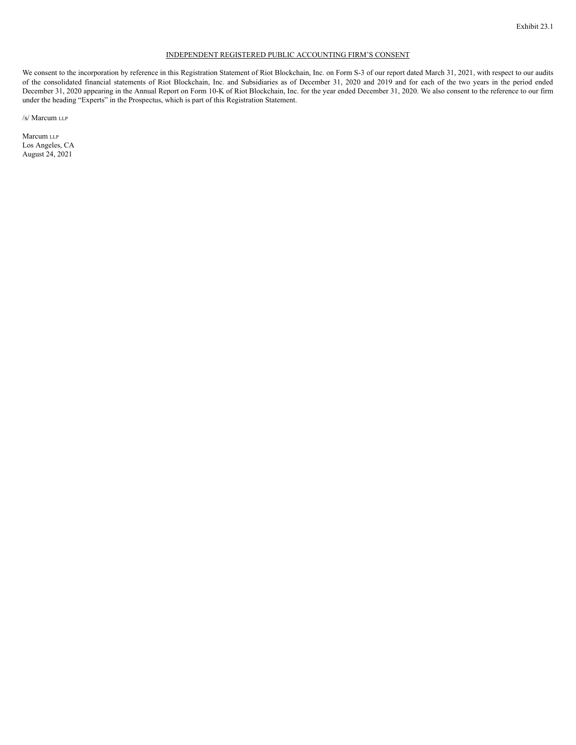Exhibit 23.1

INDEPENDENT REGISTERED PUBLIC ACCOUNTING FIRM'S CONSENT

We consent to the incorporation by reference in this Registration Statement of Riot Blockchain, Inc. on Form S-3 of our report dated March 31, 2021, with respect to our audits of the consolidated financial statements of Riot Blockchain, Inc. and Subsidiaries as of December 31, 2020 and 2019 and for each of the two years in the period ended December 31, 2020 appearing in the Annual Report on Form 10-K of Riot Blockchain, Inc. for the year ended December 31, 2020. We also consent to the reference to our firm under the heading "Experts" in the Prospectus, which is part of this Registration Statement.

/s/ Marcum LLP

Marcum LLP
Los Angeles, CA
August 24, 2021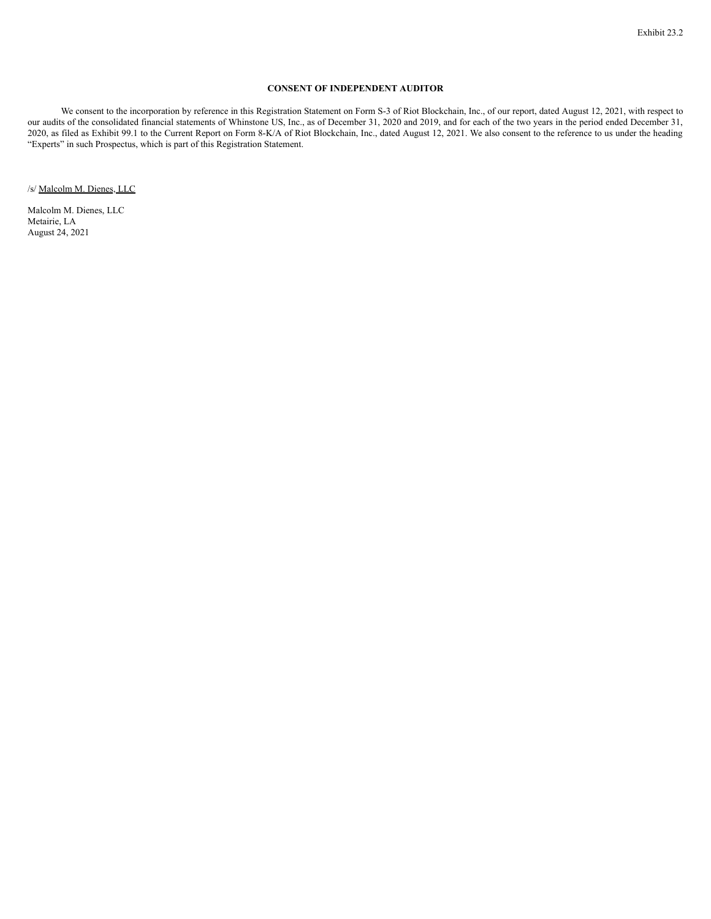Exhibit 23.2

**CONSENT OF INDEPENDENT AUDITOR**

We consent to the incorporation by reference in this Registration Statement on Form S-3 of Riot Blockchain, Inc., of our report, dated August 12, 2021, with respect to our audits of the consolidated financial statements of Whinstone US, Inc., as of December 31, 2020 and 2019, and for each of the two years in the period ended December 31, 2020, as filed as Exhibit 99.1 to the Current Report on Form 8-K/A of Riot Blockchain, Inc., dated August 12, 2021. We also consent to the reference to us under the heading "Experts" in such Prospectus, which is part of this Registration Statement.

/s/ Malcolm M. Dienes, LLC

Malcolm M. Dienes, LLC
Metairie, LA
August 24, 2021